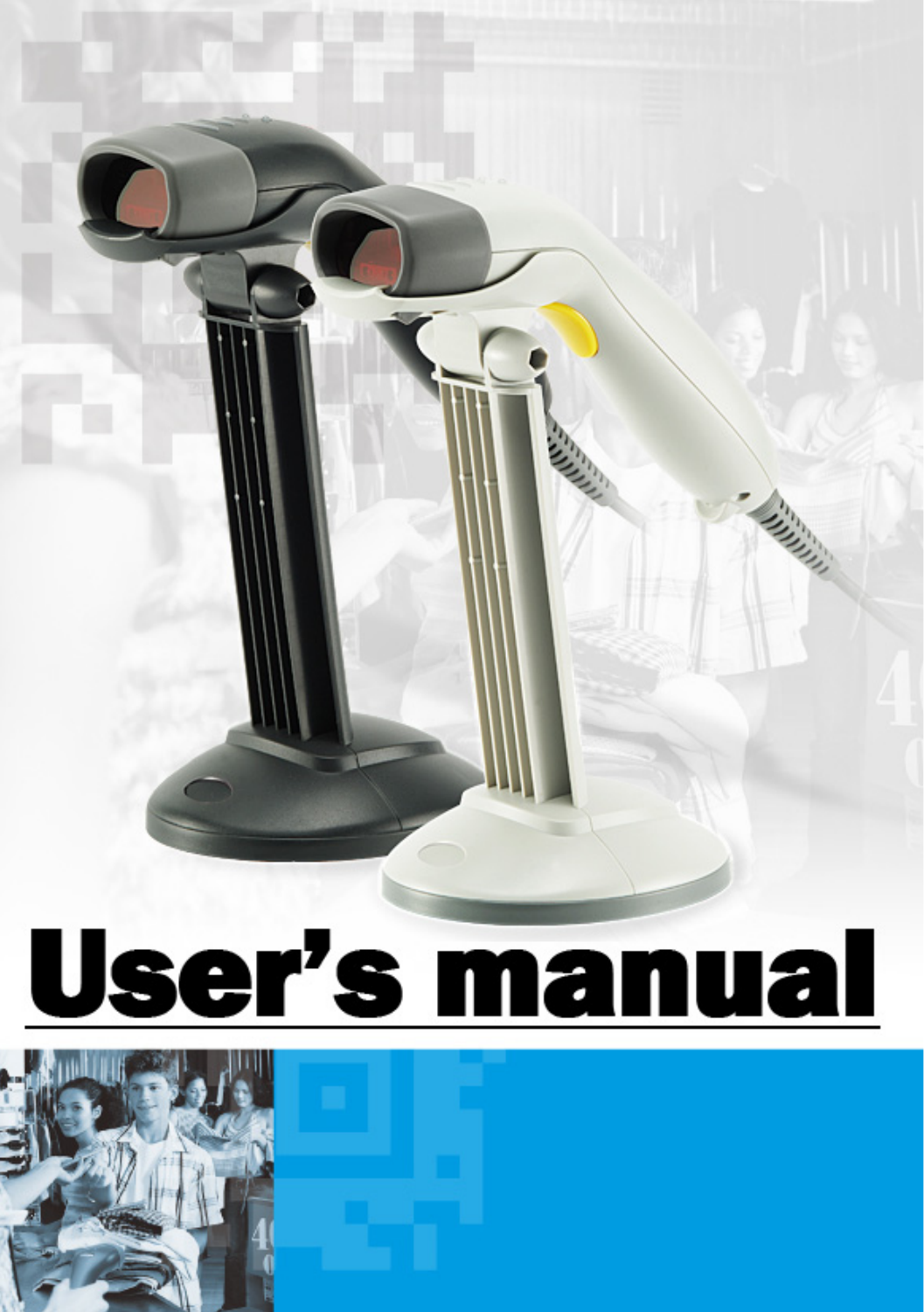# User's manual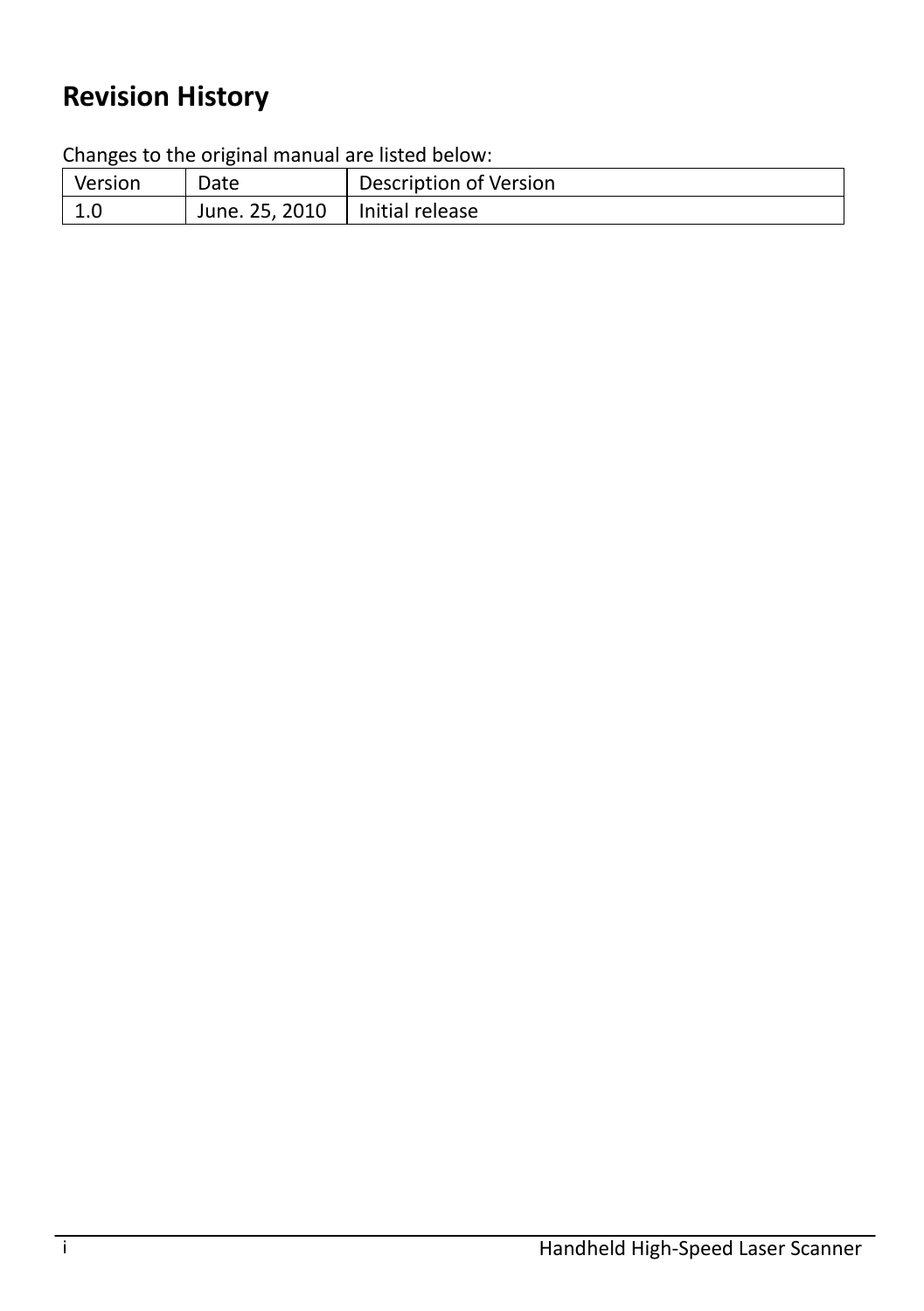# Revision History

Changes to the original manual are listed below:

| Version | Date | Description of Version |
| --- | --- | --- |
| 1.0 | June. 25, 2010 | Initial release |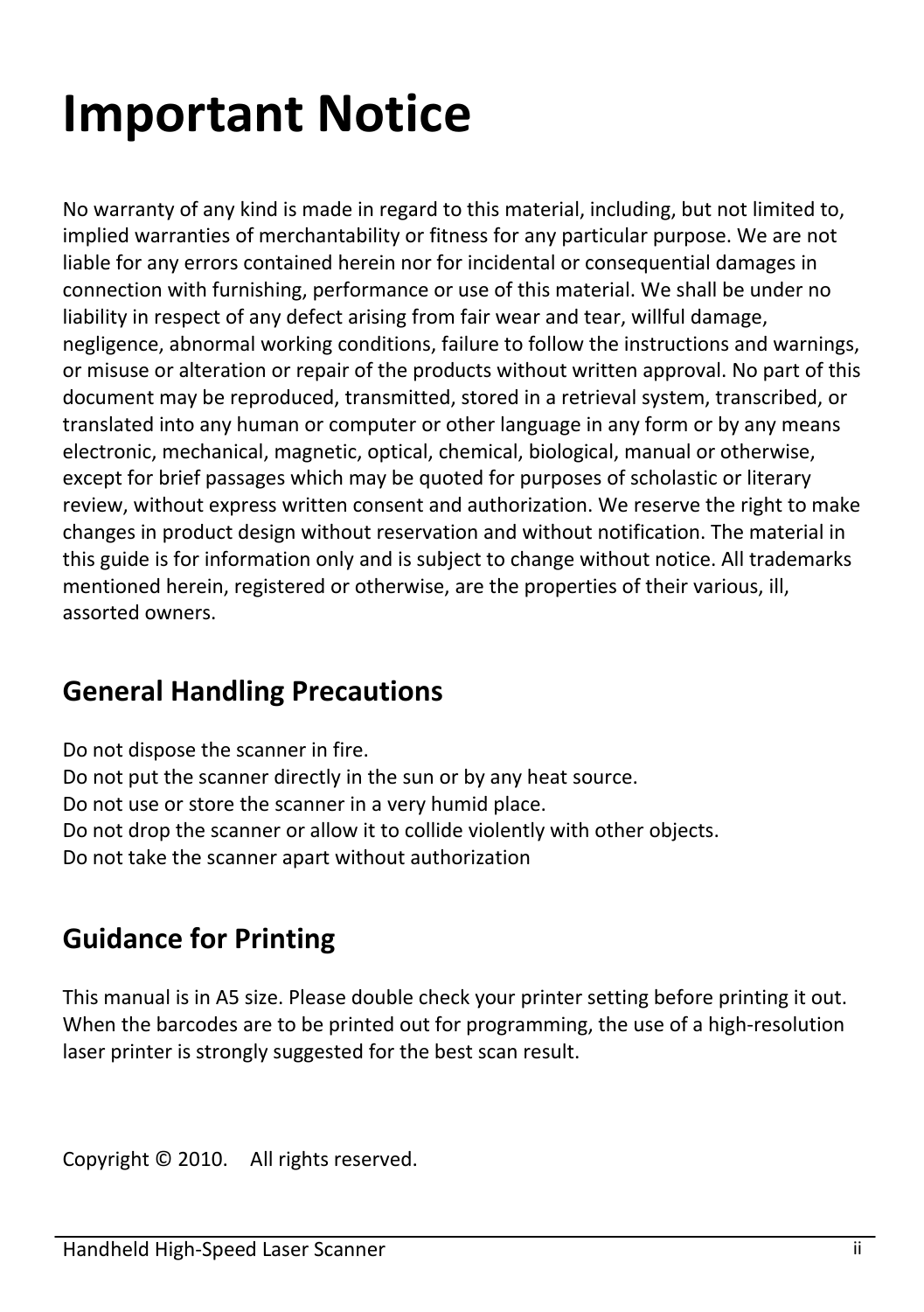# Important Notice

No warranty of any kind is made in regard to this material, including, but not limited to, implied warranties of merchantability or fitness for any particular purpose. We are not liable for any errors contained herein nor for incidental or consequential damages in connection with furnishing, performance or use of this material. We shall be under no liability in respect of any defect arising from fair wear and tear, willful damage, negligence, abnormal working conditions, failure to follow the instructions and warnings, or misuse or alteration or repair of the products without written approval. No part of this document may be reproduced, transmitted, stored in a retrieval system, transcribed, or translated into any human or computer or other language in any form or by any means electronic, mechanical, magnetic, optical, chemical, biological, manual or otherwise, except for brief passages which may be quoted for purposes of scholastic or literary review, without express written consent and authorization. We reserve the right to make changes in product design without reservation and without notification. The material in this guide is for information only and is subject to change without notice. All trademarks mentioned herein, registered or otherwise, are the properties of their various, ill, assorted owners.

## General Handling Precautions

Do not dispose the scanner in fire.
Do not put the scanner directly in the sun or by any heat source.
Do not use or store the scanner in a very humid place.
Do not drop the scanner or allow it to collide violently with other objects.
Do not take the scanner apart without authorization

## Guidance for Printing

This manual is in A5 size. Please double check your printer setting before printing it out. When the barcodes are to be printed out for programming, the use of a high-resolution laser printer is strongly suggested for the best scan result.

Copyright © 2010. All rights reserved.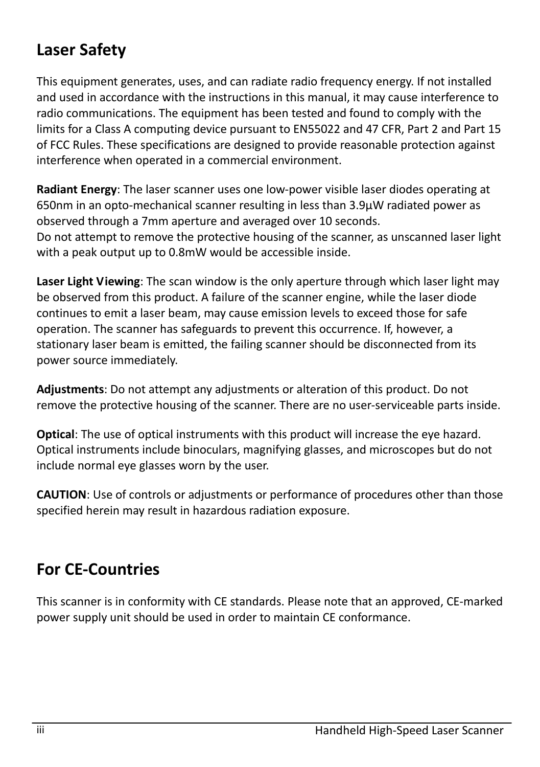## Laser Safety

This equipment generates, uses, and can radiate radio frequency energy. If not installed and used in accordance with the instructions in this manual, it may cause interference to radio communications. The equipment has been tested and found to comply with the limits for a Class A computing device pursuant to EN55022 and 47 CFR, Part 2 and Part 15 of FCC Rules. These specifications are designed to provide reasonable protection against interference when operated in a commercial environment.

**Radiant Energy**: The laser scanner uses one low-power visible laser diodes operating at 650nm in an opto-mechanical scanner resulting in less than 3.9μW radiated power as observed through a 7mm aperture and averaged over 10 seconds.
Do not attempt to remove the protective housing of the scanner, as unscanned laser light with a peak output up to 0.8mW would be accessible inside.

**Laser Light Viewing**: The scan window is the only aperture through which laser light may be observed from this product. A failure of the scanner engine, while the laser diode continues to emit a laser beam, may cause emission levels to exceed those for safe operation. The scanner has safeguards to prevent this occurrence. If, however, a stationary laser beam is emitted, the failing scanner should be disconnected from its power source immediately.

**Adjustments**: Do not attempt any adjustments or alteration of this product. Do not remove the protective housing of the scanner. There are no user-serviceable parts inside.

**Optical**: The use of optical instruments with this product will increase the eye hazard. Optical instruments include binoculars, magnifying glasses, and microscopes but do not include normal eye glasses worn by the user.

**CAUTION**: Use of controls or adjustments or performance of procedures other than those specified herein may result in hazardous radiation exposure.

## For CE-Countries

This scanner is in conformity with CE standards. Please note that an approved, CE-marked power supply unit should be used in order to maintain CE conformance.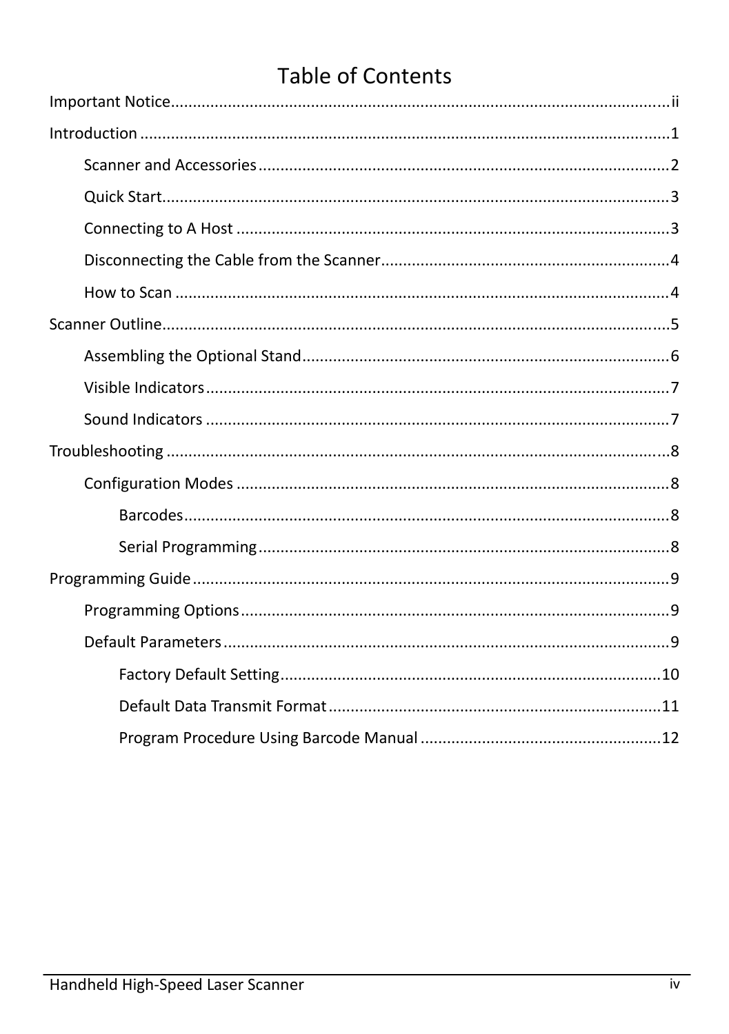# Table of Contents

Important Notice.....ii

Introduction.....1

- Scanner and Accessories.....2
- Quick Start.....3
- Connecting to A Host.....3
- Disconnecting the Cable from the Scanner.....4
- How to Scan.....4

Scanner Outline.....5

- Assembling the Optional Stand.....6
- Visible Indicators.....7
- Sound Indicators.....7

Troubleshooting.....8

- Configuration Modes.....8
  - Barcodes.....8
  - Serial Programming.....8

Programming Guide.....9

- Programming Options.....9
- Default Parameters.....9
  - Factory Default Setting.....10
  - Default Data Transmit Format.....11
  - Program Procedure Using Barcode Manual.....12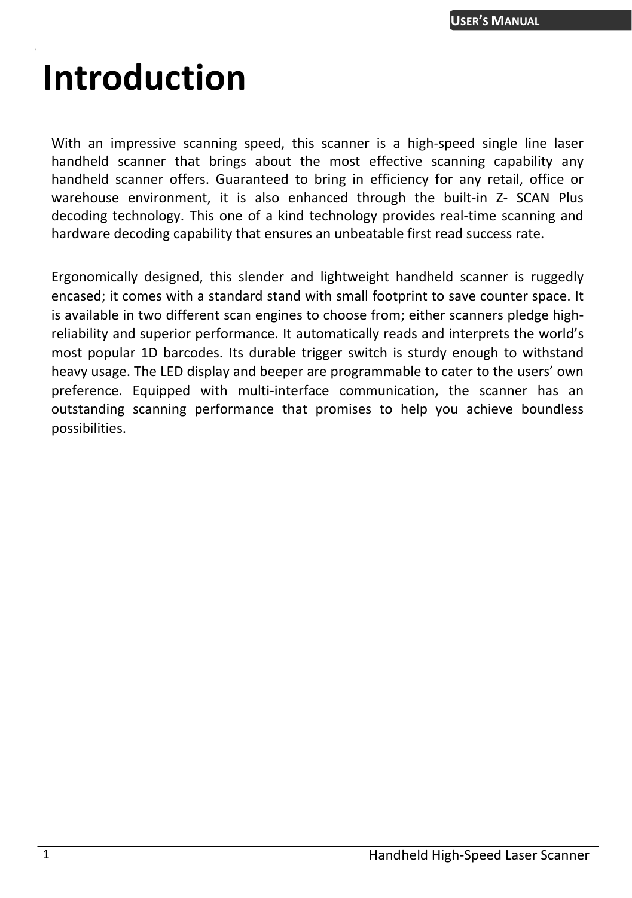# Introduction

With an impressive scanning speed, this scanner is a high-speed single line laser handheld scanner that brings about the most effective scanning capability any handheld scanner offers. Guaranteed to bring in efficiency for any retail, office or warehouse environment, it is also enhanced through the built-in Z- SCAN Plus decoding technology. This one of a kind technology provides real-time scanning and hardware decoding capability that ensures an unbeatable first read success rate.

Ergonomically designed, this slender and lightweight handheld scanner is ruggedly encased; it comes with a standard stand with small footprint to save counter space. It is available in two different scan engines to choose from; either scanners pledge high-reliability and superior performance. It automatically reads and interprets the world's most popular 1D barcodes. Its durable trigger switch is sturdy enough to withstand heavy usage. The LED display and beeper are programmable to cater to the users' own preference. Equipped with multi-interface communication, the scanner has an outstanding scanning performance that promises to help you achieve boundless possibilities.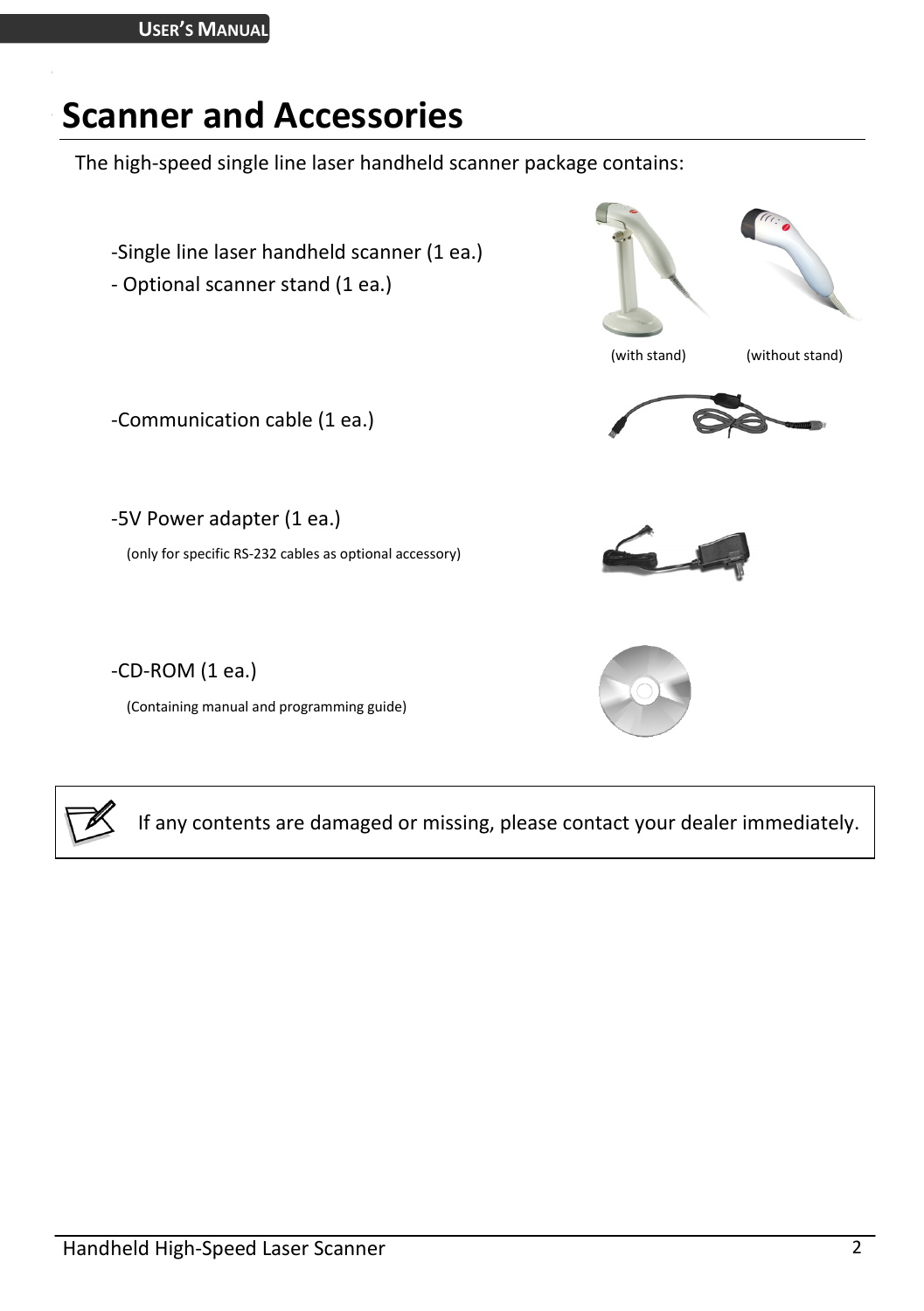# Scanner and Accessories

The high-speed single line laser handheld scanner package contains:

-Single line laser handheld scanner (1 ea.)
- Optional scanner stand (1 ea.)

(with stand) (without stand)

-Communication cable (1 ea.)

-5V Power adapter (1 ea.)
(only for specific RS-232 cables as optional accessory)

-CD-ROM (1 ea.)
(Containing manual and programming guide)

> If any contents are damaged or missing, please contact your dealer immediately.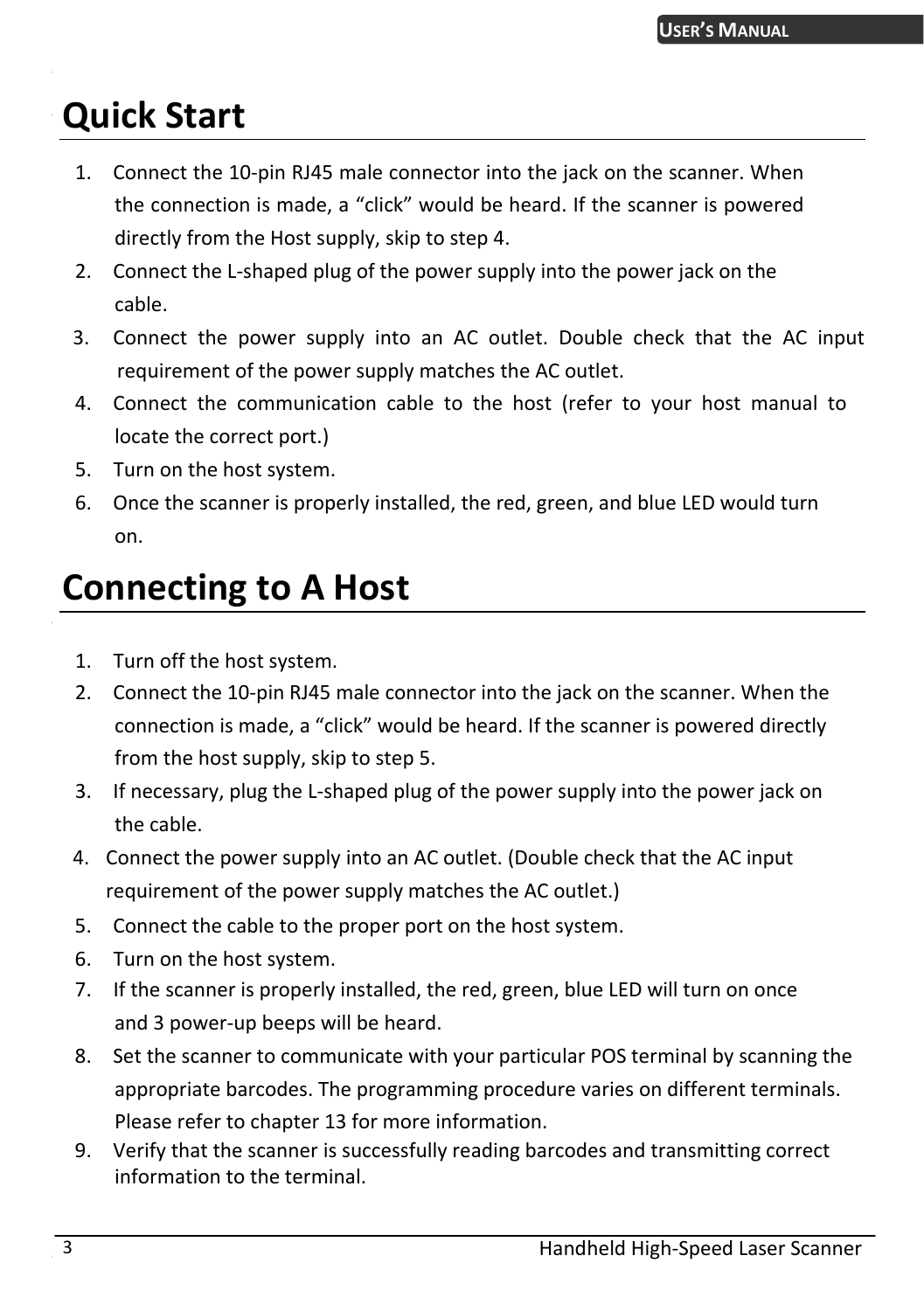## Quick Start

1. Connect the 10-pin RJ45 male connector into the jack on the scanner. When the connection is made, a “click” would be heard. If the scanner is powered directly from the Host supply, skip to step 4.
2. Connect the L-shaped plug of the power supply into the power jack on the cable.
3. Connect the power supply into an AC outlet. Double check that the AC input requirement of the power supply matches the AC outlet.
4. Connect the communication cable to the host (refer to your host manual to locate the correct port.)
5. Turn on the host system.
6. Once the scanner is properly installed, the red, green, and blue LED would turn on.

## Connecting to A Host

1. Turn off the host system.
2. Connect the 10-pin RJ45 male connector into the jack on the scanner. When the connection is made, a “click” would be heard. If the scanner is powered directly from the host supply, skip to step 5.
3. If necessary, plug the L-shaped plug of the power supply into the power jack on the cable.
4. Connect the power supply into an AC outlet. (Double check that the AC input requirement of the power supply matches the AC outlet.)
5. Connect the cable to the proper port on the host system.
6. Turn on the host system.
7. If the scanner is properly installed, the red, green, blue LED will turn on once and 3 power-up beeps will be heard.
8. Set the scanner to communicate with your particular POS terminal by scanning the appropriate barcodes. The programming procedure varies on different terminals. Please refer to chapter 13 for more information.
9. Verify that the scanner is successfully reading barcodes and transmitting correct information to the terminal.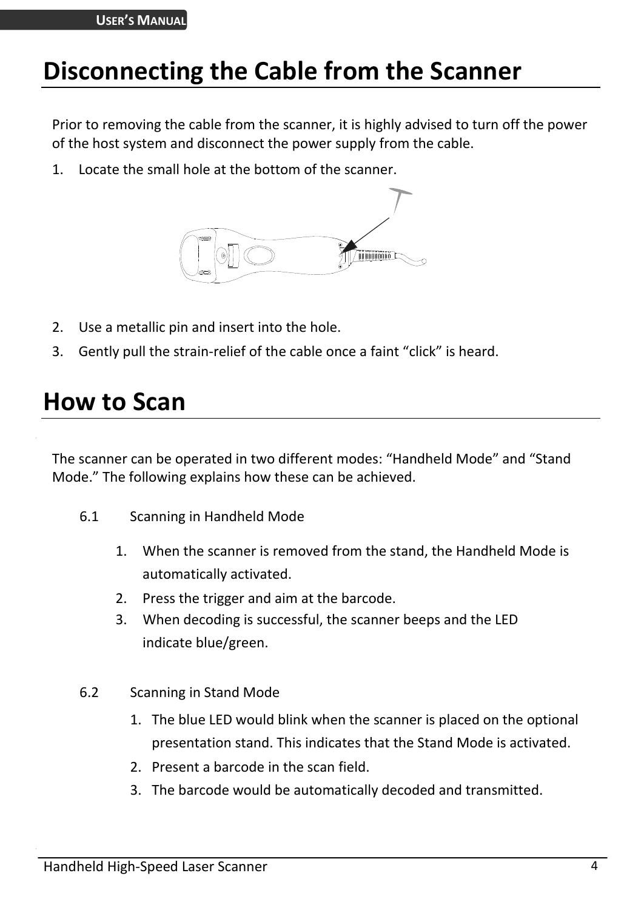# Disconnecting the Cable from the Scanner

Prior to removing the cable from the scanner, it is highly advised to turn off the power of the host system and disconnect the power supply from the cable.

1. Locate the small hole at the bottom of the scanner.
2. Use a metallic pin and insert into the hole.
3. Gently pull the strain-relief of the cable once a faint “click” is heard.

# How to Scan

The scanner can be operated in two different modes: “Handheld Mode” and “Stand Mode.” The following explains how these can be achieved.

6.1 Scanning in Handheld Mode

1. When the scanner is removed from the stand, the Handheld Mode is automatically activated.
2. Press the trigger and aim at the barcode.
3. When decoding is successful, the scanner beeps and the LED indicate blue/green.

6.2 Scanning in Stand Mode

1. The blue LED would blink when the scanner is placed on the optional presentation stand. This indicates that the Stand Mode is activated.
2. Present a barcode in the scan field.
3. The barcode would be automatically decoded and transmitted.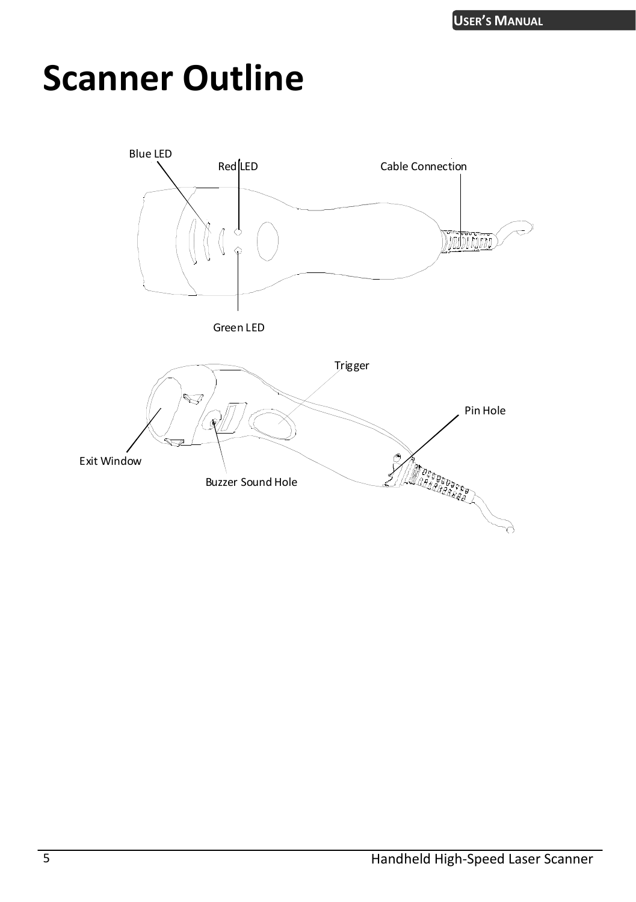# Scanner Outline

Blue LED

Red LED

Cable Connection

Green LED

Trigger

Pin Hole

Exit Window

Buzzer Sound Hole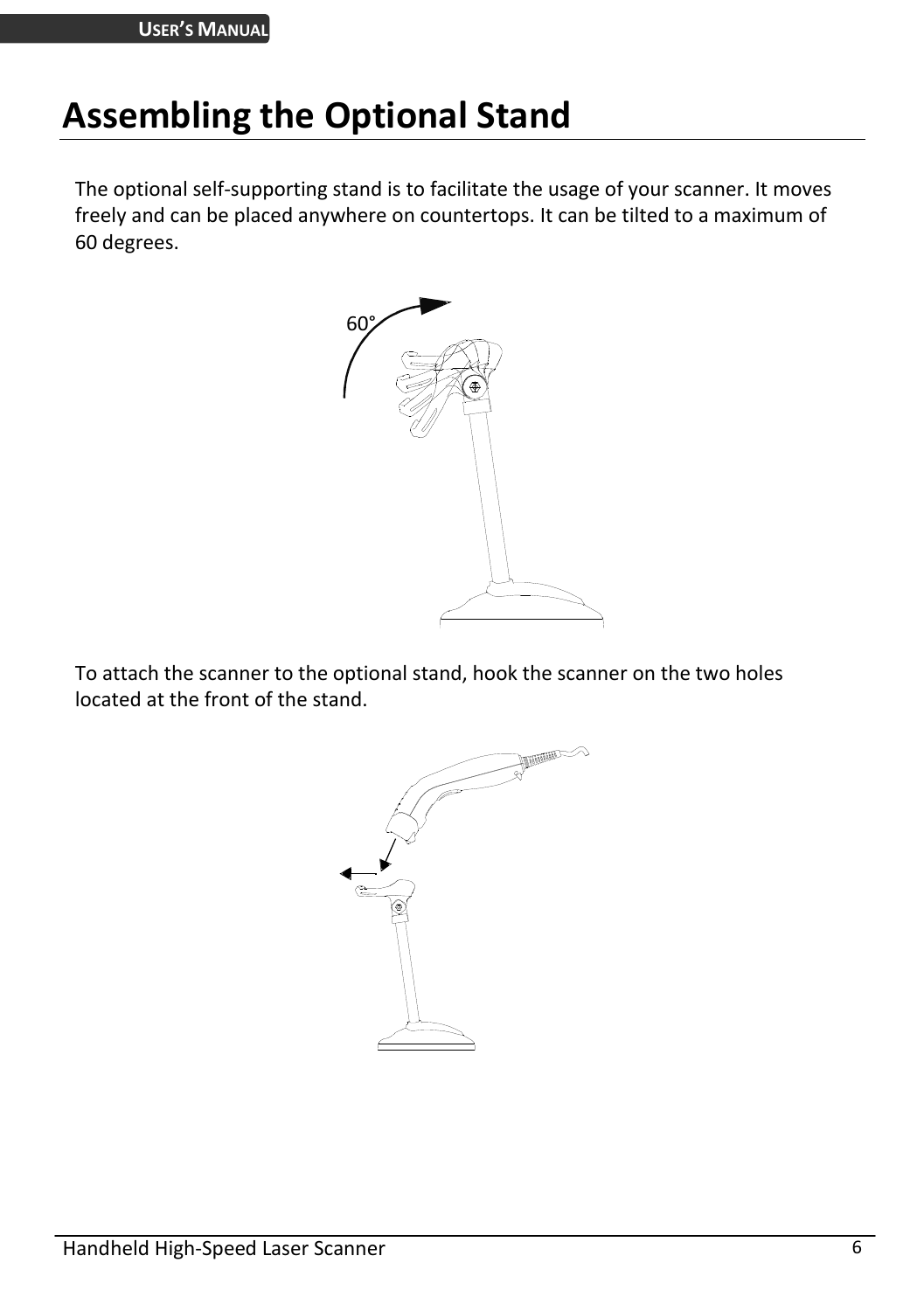# Assembling the Optional Stand

The optional self-supporting stand is to facilitate the usage of your scanner. It moves freely and can be placed anywhere on countertops. It can be tilted to a maximum of 60 degrees.

To attach the scanner to the optional stand, hook the scanner on the two holes located at the front of the stand.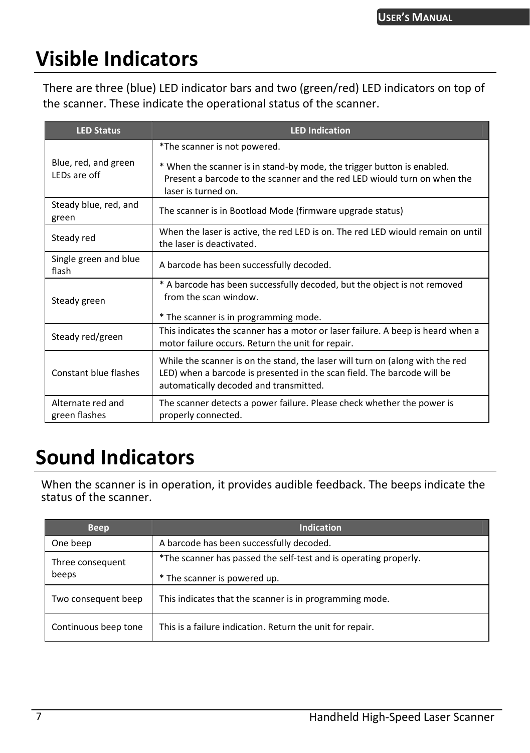# Visible Indicators

There are three (blue) LED indicator bars and two (green/red) LED indicators on top of the scanner. These indicate the operational status of the scanner.

| LED Status | LED Indication |
|---|---|
| Blue, red, and green LEDs are off | *The scanner is not powered.<br>* When the scanner is in stand-by mode, the trigger button is enabled. Present a barcode to the scanner and the red LED wiould turn on when the laser is turned on. |
| Steady blue, red, and green | The scanner is in Bootload Mode (firmware upgrade status) |
| Steady red | When the laser is active, the red LED is on. The red LED wiould remain on until the laser is deactivated. |
| Single green and blue flash | A barcode has been successfully decoded. |
| Steady green | * A barcode has been successfully decoded, but the object is not removed from the scan window.<br>* The scanner is in programming mode. |
| Steady red/green | This indicates the scanner has a motor or laser failure. A beep is heard when a motor failure occurs. Return the unit for repair. |
| Constant blue flashes | While the scanner is on the stand, the laser will turn on (along with the red LED) when a barcode is presented in the scan field. The barcode will be automatically decoded and transmitted. |
| Alternate red and green flashes | The scanner detects a power failure. Please check whether the power is properly connected. |

# Sound Indicators

When the scanner is in operation, it provides audible feedback. The beeps indicate the status of the scanner.

| Beep | Indication |
|---|---|
| One beep | A barcode has been successfully decoded. |
| Three consequent beeps | *The scanner has passed the self-test and is operating properly.<br>* The scanner is powered up. |
| Two consequent beep | This indicates that the scanner is in programming mode. |
| Continuous beep tone | This is a failure indication. Return the unit for repair. |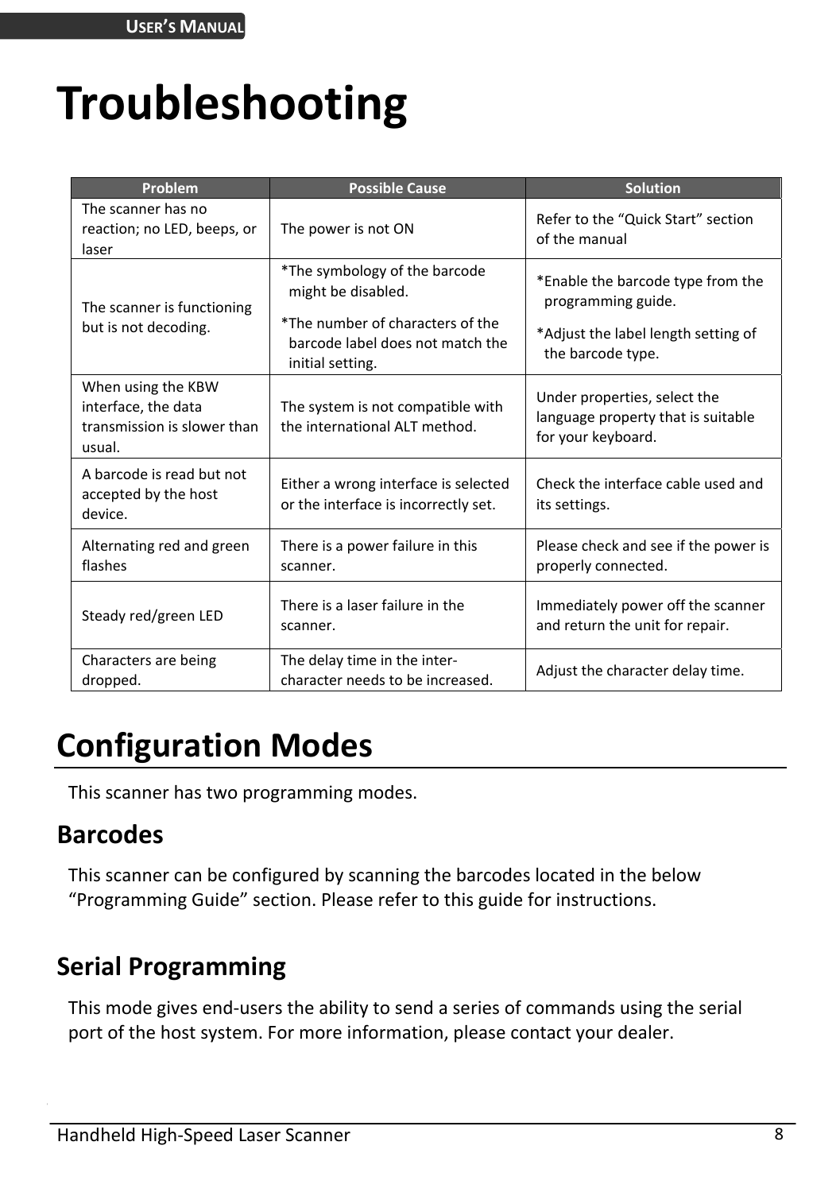# Troubleshooting

| Problem | Possible Cause | Solution |
|---|---|---|
| The scanner has no reaction; no LED, beeps, or laser | The power is not ON | Refer to the “Quick Start” section of the manual |
| The scanner is functioning but is not decoding. | *The symbology of the barcode might be disabled.<br>*The number of characters of the barcode label does not match the initial setting. | *Enable the barcode type from the programming guide.<br>*Adjust the label length setting of the barcode type. |
| When using the KBW interface, the data transmission is slower than usual. | The system is not compatible with the international ALT method. | Under properties, select the language property that is suitable for your keyboard. |
| A barcode is read but not accepted by the host device. | Either a wrong interface is selected or the interface is incorrectly set. | Check the interface cable used and its settings. |
| Alternating red and green flashes | There is a power failure in this scanner. | Please check and see if the power is properly connected. |
| Steady red/green LED | There is a laser failure in the scanner. | Immediately power off the scanner and return the unit for repair. |
| Characters are being dropped. | The delay time in the inter-character needs to be increased. | Adjust the character delay time. |

## Configuration Modes

This scanner has two programming modes.

### Barcodes

This scanner can be configured by scanning the barcodes located in the below “Programming Guide” section. Please refer to this guide for instructions.

### Serial Programming

This mode gives end-users the ability to send a series of commands using the serial port of the host system. For more information, please contact your dealer.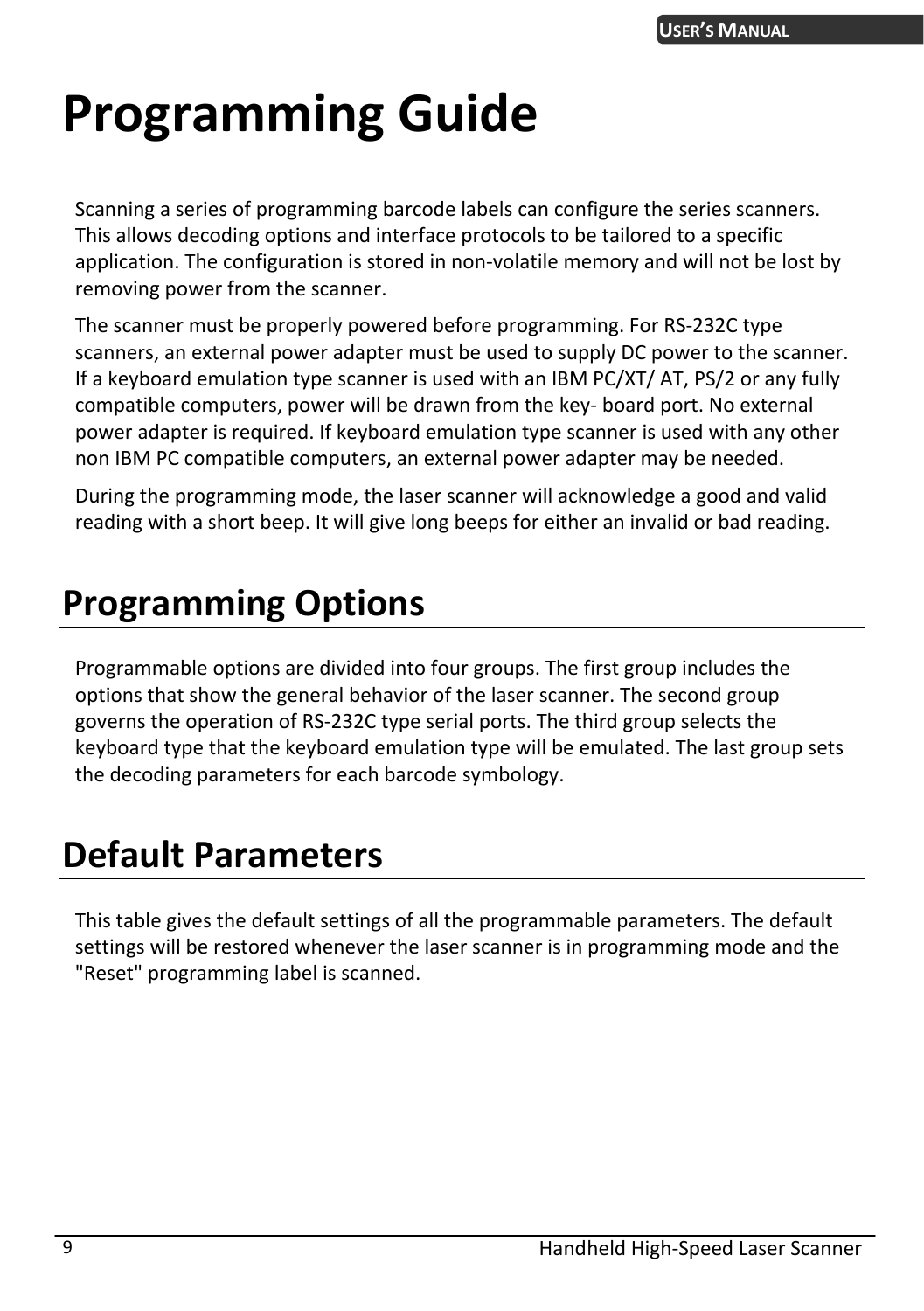# Programming Guide

Scanning a series of programming barcode labels can configure the series scanners. This allows decoding options and interface protocols to be tailored to a specific application. The configuration is stored in non-volatile memory and will not be lost by removing power from the scanner.

The scanner must be properly powered before programming. For RS-232C type scanners, an external power adapter must be used to supply DC power to the scanner. If a keyboard emulation type scanner is used with an IBM PC/XT/ AT, PS/2 or any fully compatible computers, power will be drawn from the key- board port. No external power adapter is required. If keyboard emulation type scanner is used with any other non IBM PC compatible computers, an external power adapter may be needed.

During the programming mode, the laser scanner will acknowledge a good and valid reading with a short beep. It will give long beeps for either an invalid or bad reading.

## Programming Options

Programmable options are divided into four groups. The first group includes the options that show the general behavior of the laser scanner. The second group governs the operation of RS-232C type serial ports. The third group selects the keyboard type that the keyboard emulation type will be emulated. The last group sets the decoding parameters for each barcode symbology.

## Default Parameters

This table gives the default settings of all the programmable parameters. The default settings will be restored whenever the laser scanner is in programming mode and the "Reset" programming label is scanned.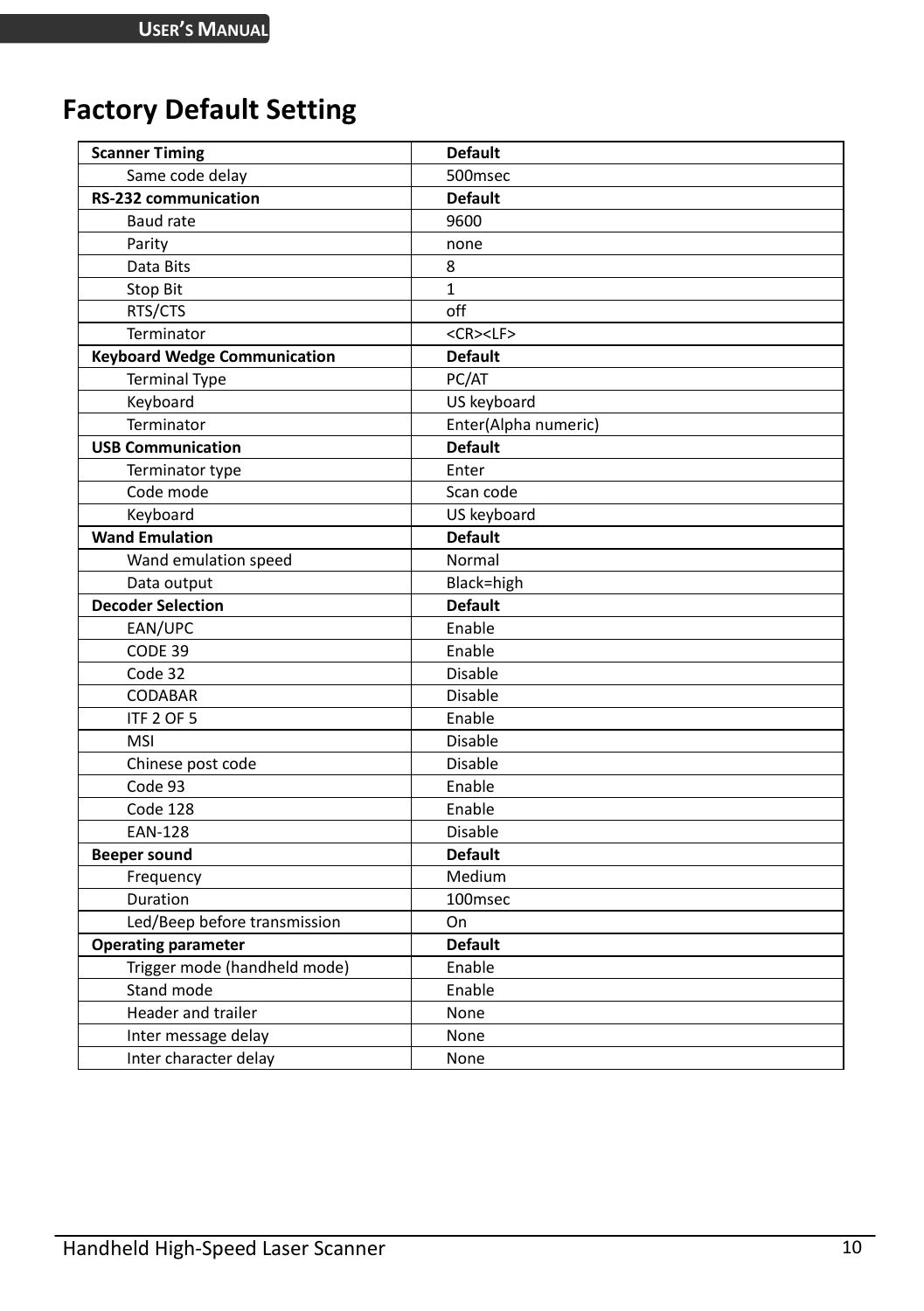# Factory Default Setting

| Scanner Timing | Default |
|---|---|
| Same code delay | 500msec |
| **RS-232 communication** | **Default** |
| Baud rate | 9600 |
| Parity | none |
| Data Bits | 8 |
| Stop Bit | 1 |
| RTS/CTS | off |
| Terminator | <CR><LF> |
| **Keyboard Wedge Communication** | **Default** |
| Terminal Type | PC/AT |
| Keyboard | US keyboard |
| Terminator | Enter(Alpha numeric) |
| **USB Communication** | **Default** |
| Terminator type | Enter |
| Code mode | Scan code |
| Keyboard | US keyboard |
| **Wand Emulation** | **Default** |
| Wand emulation speed | Normal |
| Data output | Black=high |
| **Decoder Selection** | **Default** |
| EAN/UPC | Enable |
| CODE 39 | Enable |
| Code 32 | Disable |
| CODABAR | Disable |
| ITF 2 OF 5 | Enable |
| MSI | Disable |
| Chinese post code | Disable |
| Code 93 | Enable |
| Code 128 | Enable |
| EAN-128 | Disable |
| **Beeper sound** | **Default** |
| Frequency | Medium |
| Duration | 100msec |
| Led/Beep before transmission | On |
| **Operating parameter** | **Default** |
| Trigger mode (handheld mode) | Enable |
| Stand mode | Enable |
| Header and trailer | None |
| Inter message delay | None |
| Inter character delay | None |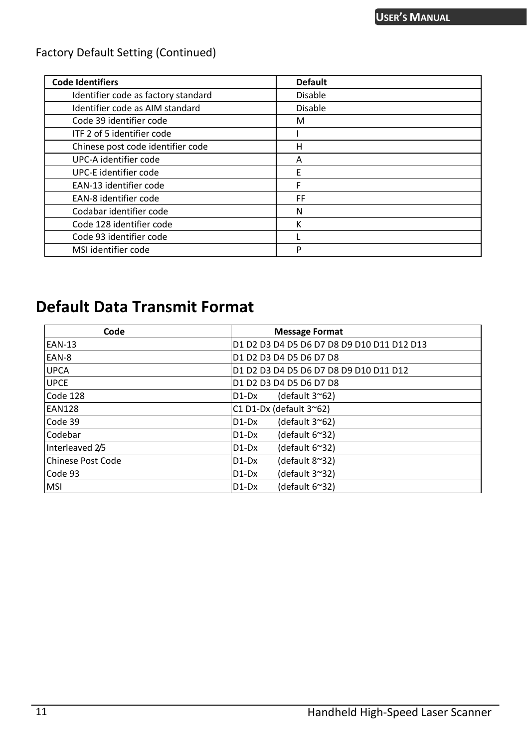Factory Default Setting (Continued)

| Code Identifiers | Default |
|---|---|
| Identifier code as factory standard | Disable |
| Identifier code as AIM standard | Disable |
| Code 39 identifier code | M |
| ITF 2 of 5 identifier code | I |
| Chinese post code identifier code | H |
| UPC-A identifier code | A |
| UPC-E identifier code | E |
| EAN-13 identifier code | F |
| EAN-8 identifier code | FF |
| Codabar identifier code | N |
| Code 128 identifier code | K |
| Code 93 identifier code | L |
| MSI identifier code | P |

# Default Data Transmit Format

| Code | Message Format |
|---|---|
| EAN-13 | D1 D2 D3 D4 D5 D6 D7 D8 D9 D10 D11 D12 D13 |
| EAN-8 | D1 D2 D3 D4 D5 D6 D7 D8 |
| UPCA | D1 D2 D3 D4 D5 D6 D7 D8 D9 D10 D11 D12 |
| UPCE | D1 D2 D3 D4 D5 D6 D7 D8 |
| Code 128 | D1-Dx (default 3~62) |
| EAN128 | C1 D1-Dx (default 3~62) |
| Code 39 | D1-Dx (default 3~62) |
| Codebar | D1-Dx (default 6~32) |
| Interleaved 2/5 | D1-Dx (default 6~32) |
| Chinese Post Code | D1-Dx (default 8~32) |
| Code 93 | D1-Dx (default 3~32) |
| MSI | D1-Dx (default 6~32) |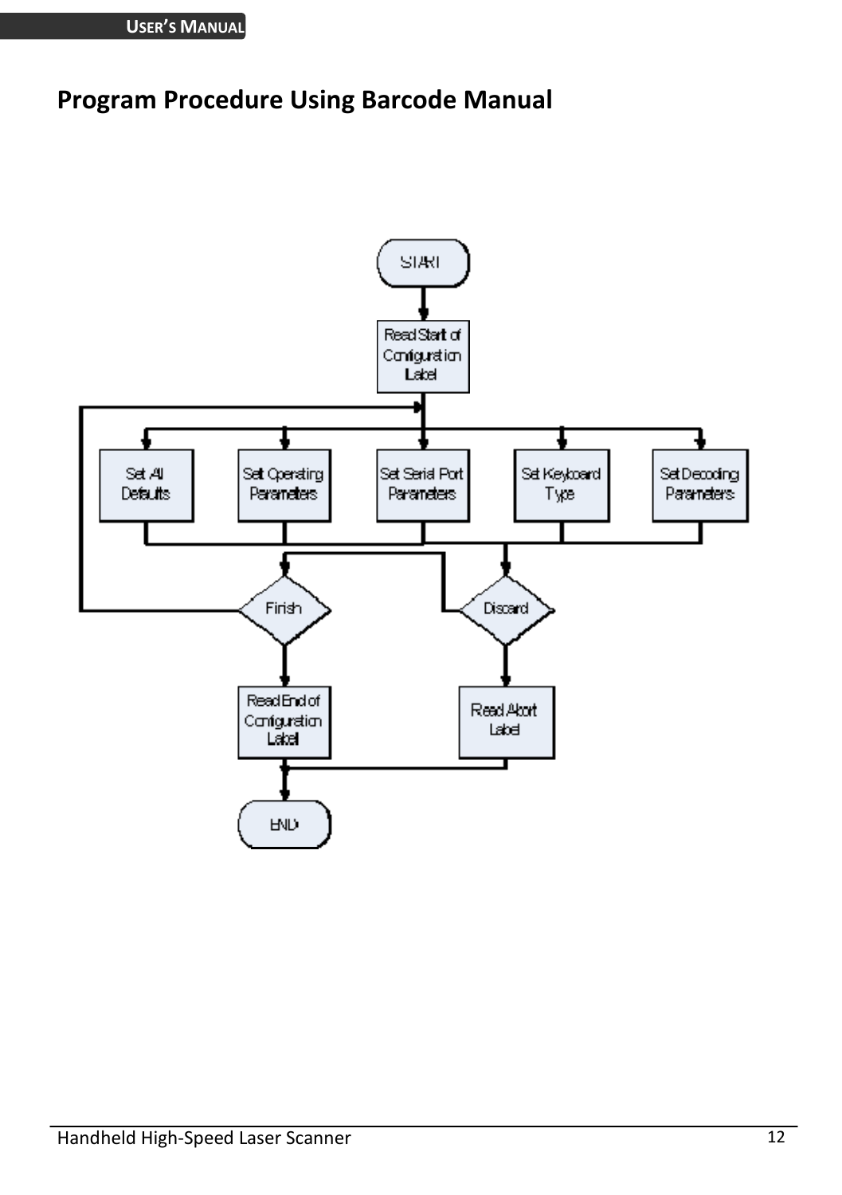# Program Procedure Using Barcode Manual

START

Read Start of Configuration Label

Set All Defaults

Set Operating Parameters

Set Serial Port Parameters

Set Keyboard Type

Set Decoding Parameters

Finish

Discard

Read End of Configuration Label

Read Abort Label

END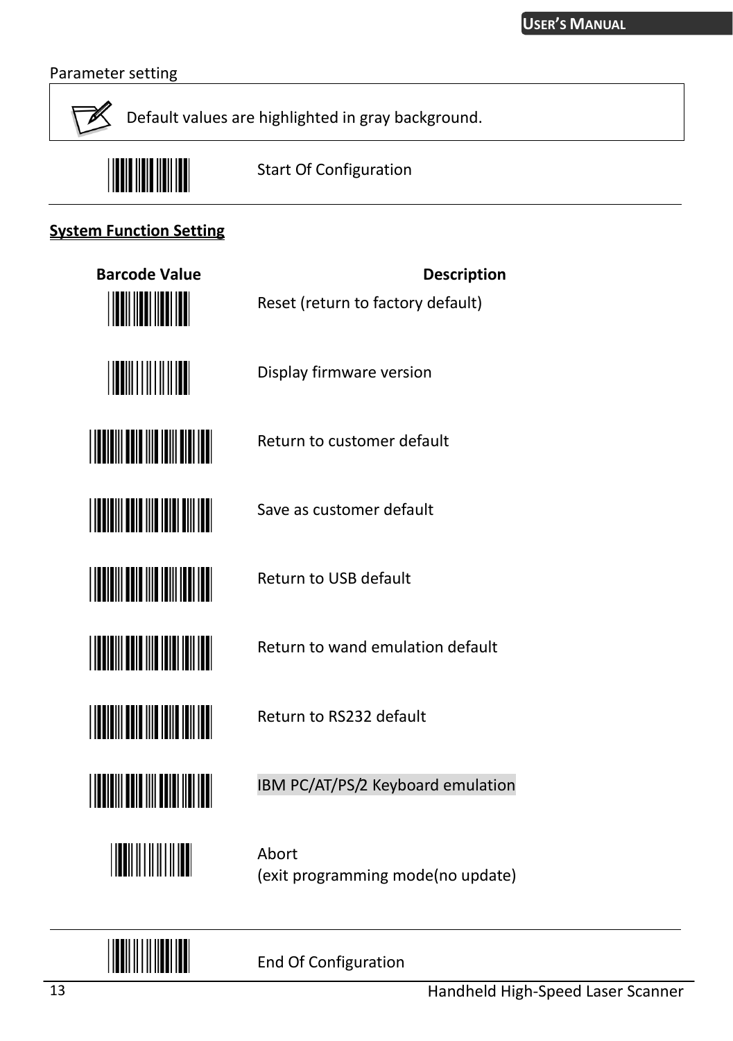Parameter setting

> Default values are highlighted in gray background.

| | Start Of Configuration |
|---|---|

**System Function Setting**

| Barcode Value | Description |
|---|---|
| | Reset (return to factory default) |
| | Display firmware version |
| | Return to customer default |
| | Save as customer default |
| | Return to USB default |
| | Return to wand emulation default |
| | Return to RS232 default |
| | IBM PC/AT/PS/2 Keyboard emulation |
| | Abort (exit programming mode(no update) |

| | End Of Configuration |
|---|---|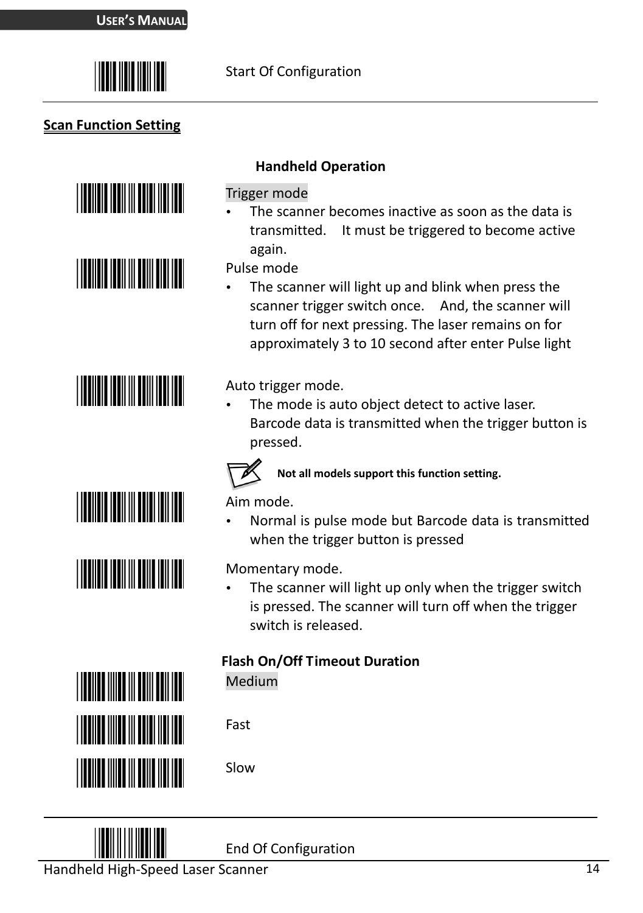Start Of Configuration

## Scan Function Setting

### Handheld Operation

Trigger mode

- The scanner becomes inactive as soon as the data is transmitted. It must be triggered to become active again.

Pulse mode

- The scanner will light up and blink when press the scanner trigger switch once. And, the scanner will turn off for next pressing. The laser remains on for approximately 3 to 10 second after enter Pulse light

Auto trigger mode.

- The mode is auto object detect to active laser. Barcode data is transmitted when the trigger button is pressed.

**Not all models support this function setting.**

Aim mode.

- Normal is pulse mode but Barcode data is transmitted when the trigger button is pressed

Momentary mode.

- The scanner will light up only when the trigger switch is pressed. The scanner will turn off when the trigger switch is released.

### Flash On/Off Timeout Duration

Medium

Fast

Slow

End Of Configuration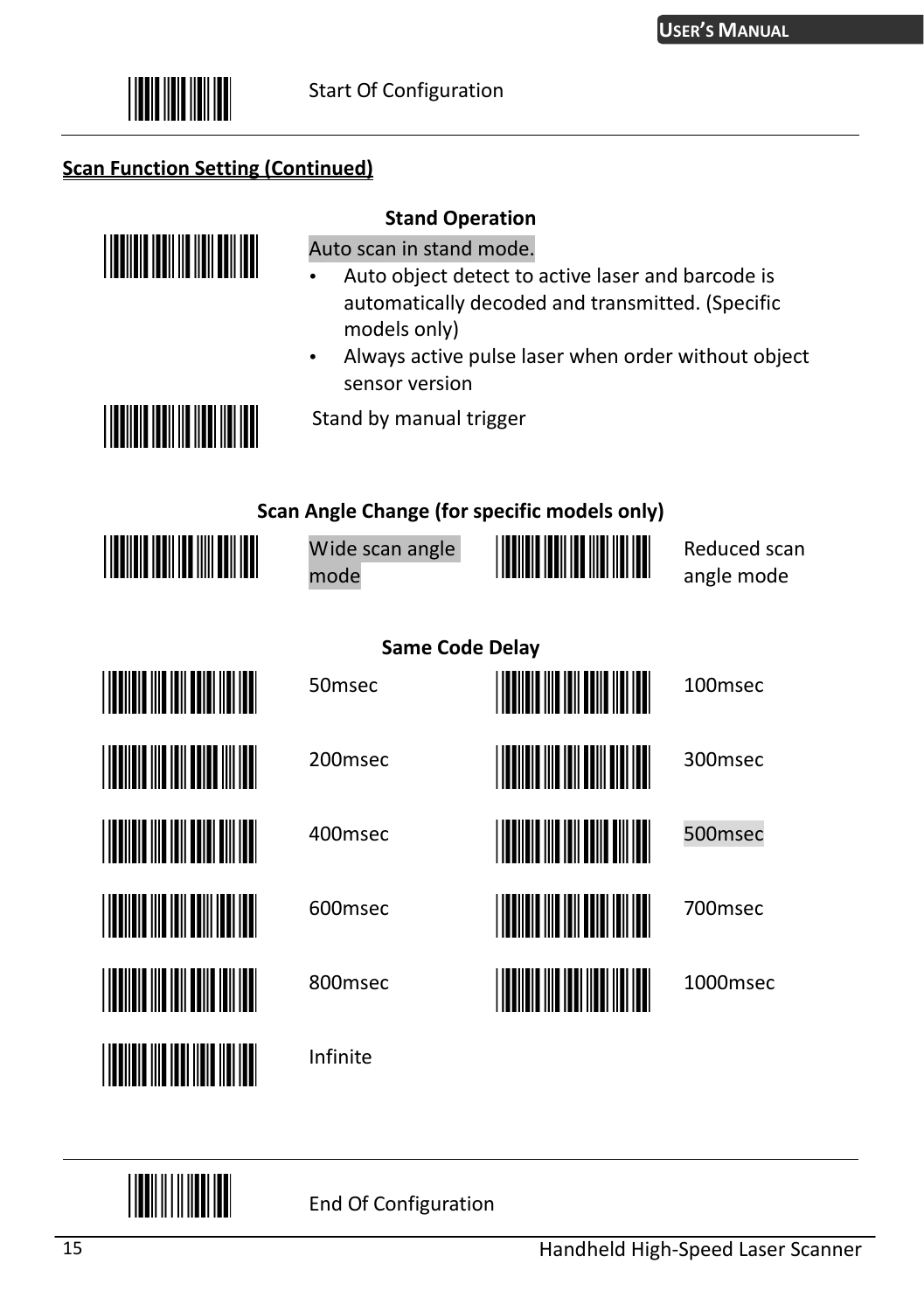Start Of Configuration

**Scan Function Setting (Continued)**

**Stand Operation**

Auto scan in stand mode.

- Auto object detect to active laser and barcode is automatically decoded and transmitted. (Specific models only)
- Always active pulse laser when order without object sensor version

Stand by manual trigger

**Scan Angle Change (for specific models only)**

Wide scan angle mode

Reduced scan angle mode

**Same Code Delay**

50msec

100msec

200msec

300msec

400msec

500msec

600msec

700msec

800msec

1000msec

Infinite

End Of Configuration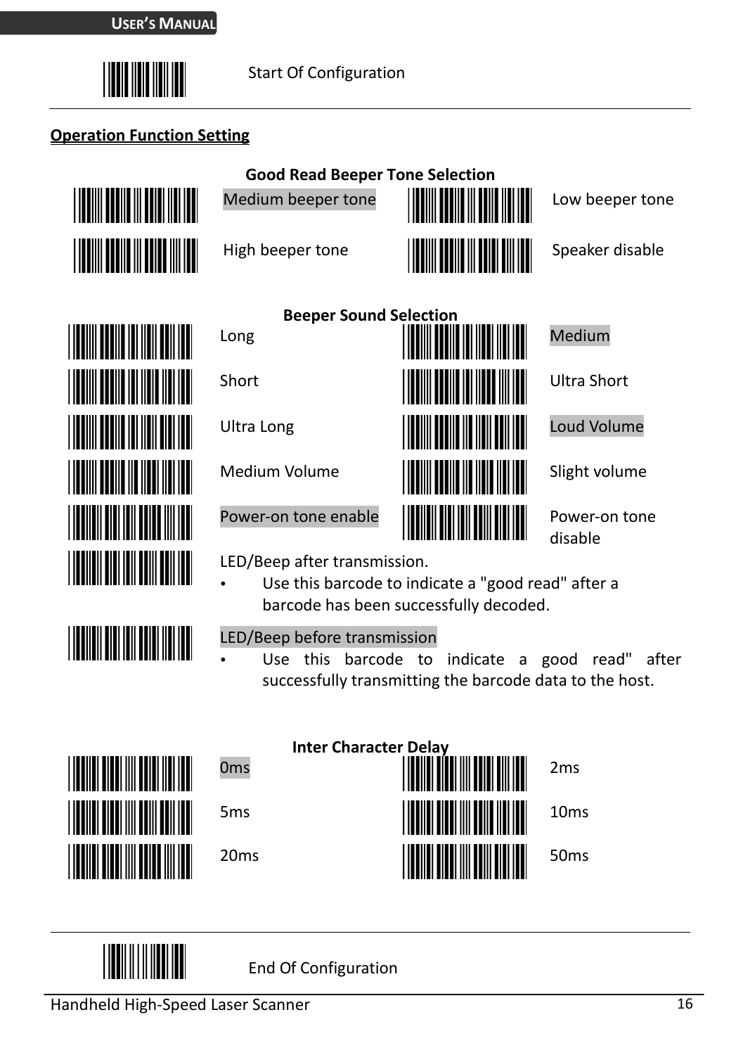Start Of Configuration

## Operation Function Setting

### Good Read Beeper Tone Selection

| | |
|---|---|
| Medium beeper tone | Low beeper tone |
| High beeper tone | Speaker disable |

### Beeper Sound Selection

| | |
|---|---|
| Long | Medium |
| Short | Ultra Short |
| Ultra Long | Loud Volume |
| Medium Volume | Slight volume |
| Power-on tone enable | Power-on tone disable |

LED/Beep after transmission.

- Use this barcode to indicate a "good read" after a barcode has been successfully decoded.

LED/Beep before transmission

- Use this barcode to indicate a good read" after successfully transmitting the barcode data to the host.

### Inter Character Delay

| | |
|---|---|
| 0ms | 2ms |
| 5ms | 10ms |
| 20ms | 50ms |

End Of Configuration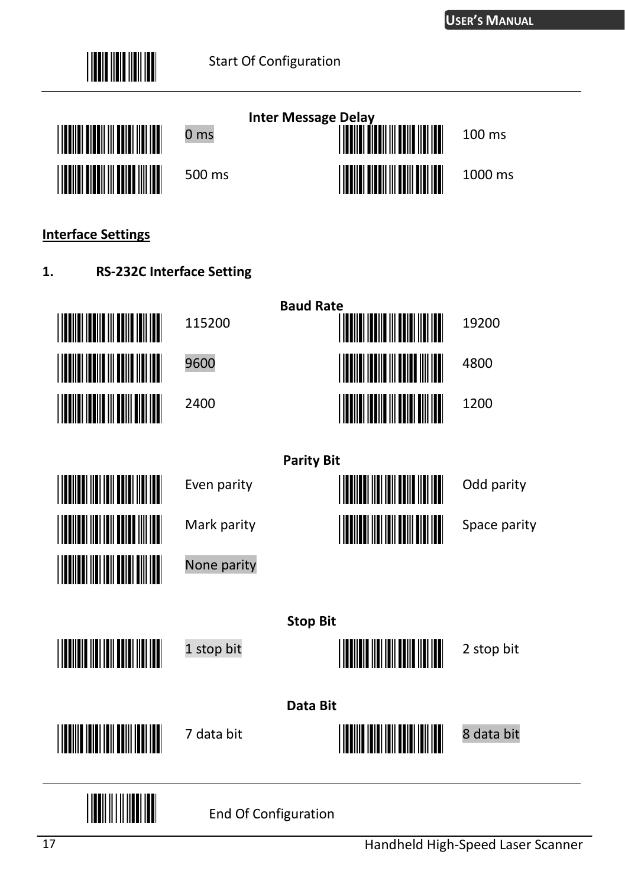Start Of Configuration

---

**Inter Message Delay**

| | |
|---|---|
| 0 ms | 100 ms |
| 500 ms | 1000 ms |

**Interface Settings**

**1. RS-232C Interface Setting**

**Baud Rate**

| | |
|---|---|
| 115200 | 19200 |
| 9600 | 4800 |
| 2400 | 1200 |

**Parity Bit**

| | |
|---|---|
| Even parity | Odd parity |
| Mark parity | Space parity |
| None parity | |

**Stop Bit**

| | |
|---|---|
| 1 stop bit | 2 stop bit |

**Data Bit**

| | |
|---|---|
| 7 data bit | 8 data bit |

---

End Of Configuration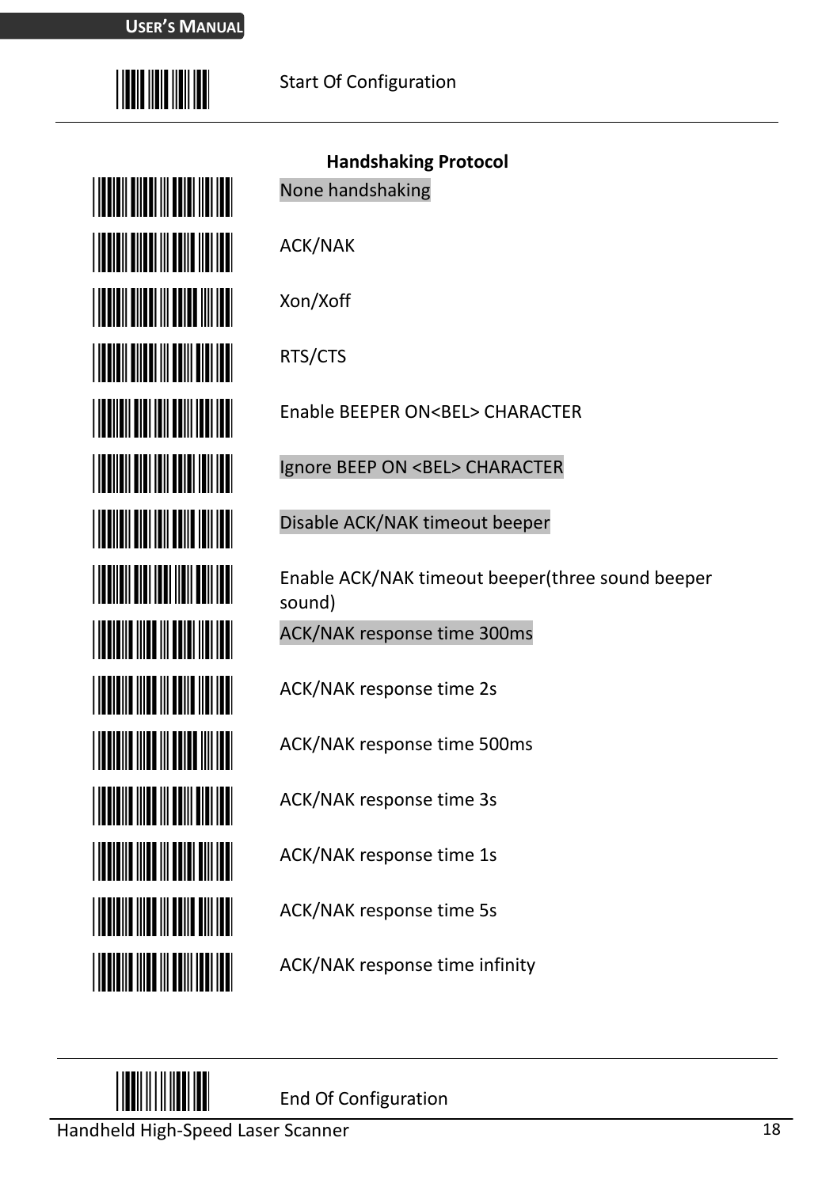Start Of Configuration

**Handshaking Protocol**

None handshaking

ACK/NAK

Xon/Xoff

RTS/CTS

Enable BEEPER ON<BEL> CHARACTER

Ignore BEEP ON <BEL> CHARACTER

Disable ACK/NAK timeout beeper

Enable ACK/NAK timeout beeper(three sound beeper sound)

ACK/NAK response time 300ms

ACK/NAK response time 2s

ACK/NAK response time 500ms

ACK/NAK response time 3s

ACK/NAK response time 1s

ACK/NAK response time 5s

ACK/NAK response time infinity

End Of Configuration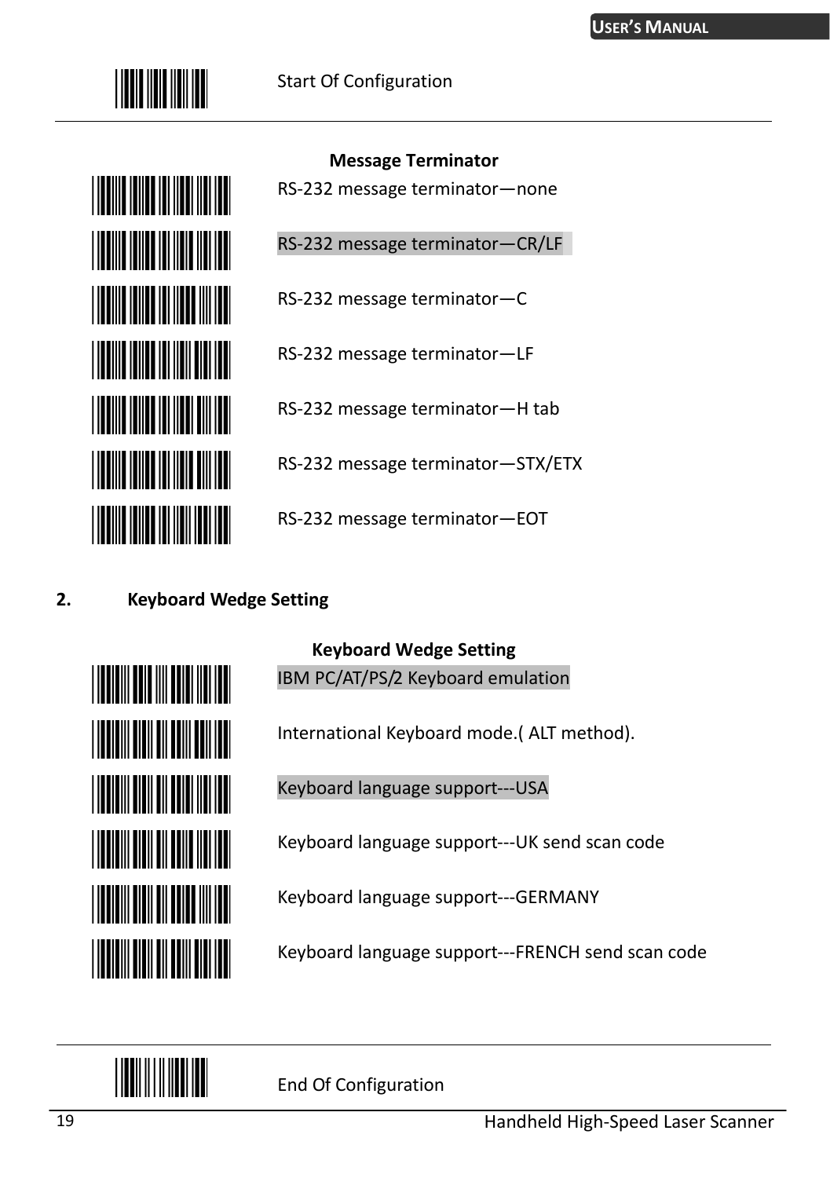Start Of Configuration

---

**Message Terminator**

RS-232 message terminator—none

RS-232 message terminator—CR/LF

RS-232 message terminator—C

RS-232 message terminator—LF

RS-232 message terminator—H tab

RS-232 message terminator—STX/ETX

RS-232 message terminator—EOT

## 2. Keyboard Wedge Setting

**Keyboard Wedge Setting**

IBM PC/AT/PS/2 Keyboard emulation

International Keyboard mode.( ALT method).

Keyboard language support---USA

Keyboard language support---UK send scan code

Keyboard language support---GERMANY

Keyboard language support---FRENCH send scan code

---

End Of Configuration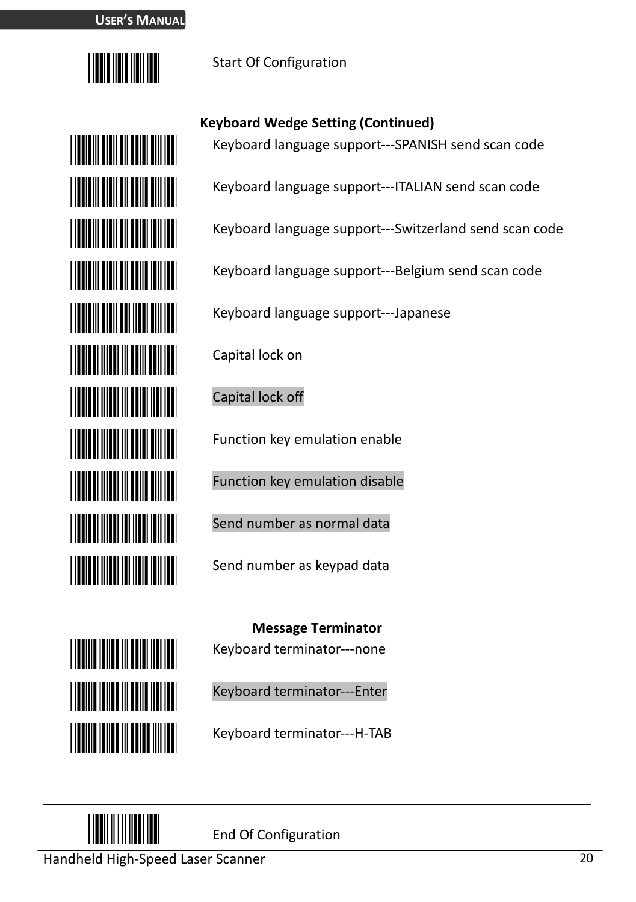Start Of Configuration

### Keyboard Wedge Setting (Continued)

Keyboard language support---SPANISH send scan code

Keyboard language support---ITALIAN send scan code

Keyboard language support---Switzerland send scan code

Keyboard language support---Belgium send scan code

Keyboard language support---Japanese

Capital lock on

Capital lock off

Function key emulation enable

Function key emulation disable

Send number as normal data

Send number as keypad data

### Message Terminator

Keyboard terminator---none

Keyboard terminator---Enter

Keyboard terminator---H-TAB

End Of Configuration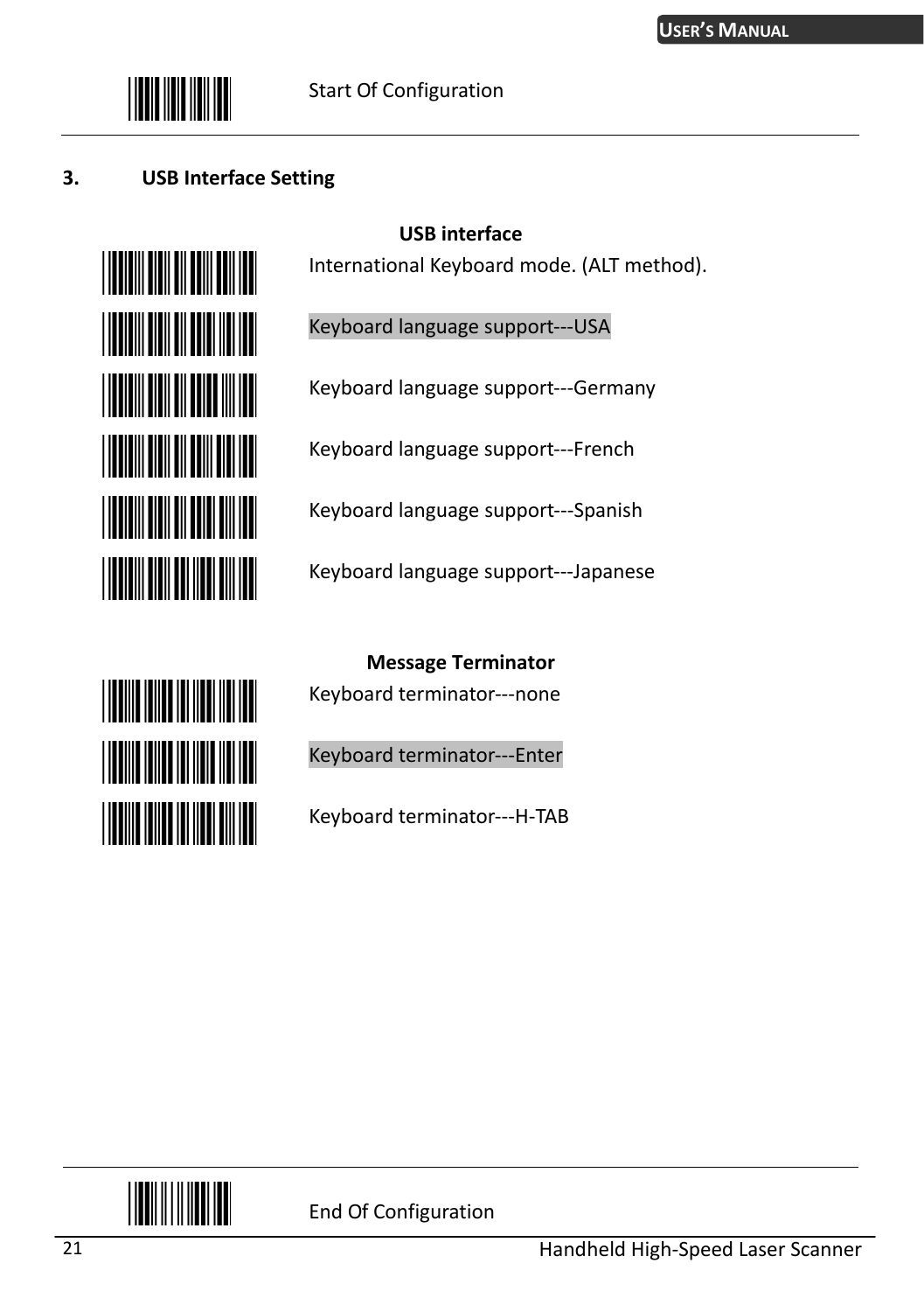Start Of Configuration

## 3. USB Interface Setting

**USB interface**

International Keyboard mode. (ALT method).

Keyboard language support---USA

Keyboard language support---Germany

Keyboard language support---French

Keyboard language support---Spanish

Keyboard language support---Japanese

**Message Terminator**

Keyboard terminator---none

Keyboard terminator---Enter

Keyboard terminator---H-TAB

End Of Configuration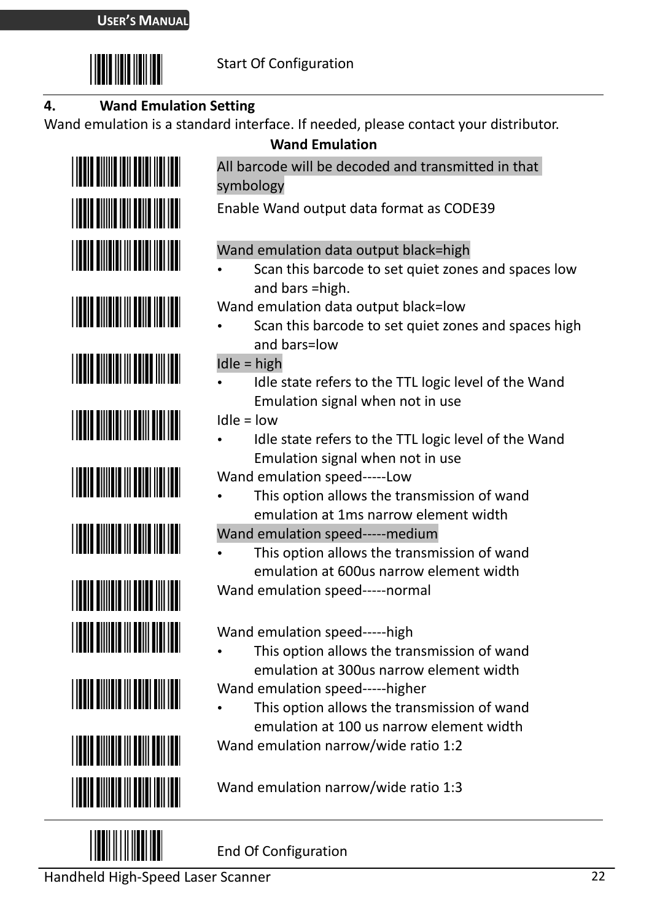Start Of Configuration

## 4. Wand Emulation Setting

Wand emulation is a standard interface. If needed, please contact your distributor.

**Wand Emulation**

All barcode will be decoded and transmitted in that symbology

Enable Wand output data format as CODE39

Wand emulation data output black=high

- Scan this barcode to set quiet zones and spaces low and bars =high.

Wand emulation data output black=low

- Scan this barcode to set quiet zones and spaces high and bars=low

Idle = high

- Idle state refers to the TTL logic level of the Wand Emulation signal when not in use

Idle = low

- Idle state refers to the TTL logic level of the Wand Emulation signal when not in use

Wand emulation speed-----Low

- This option allows the transmission of wand emulation at 1ms narrow element width

Wand emulation speed-----medium

- This option allows the transmission of wand emulation at 600us narrow element width

Wand emulation speed-----normal

Wand emulation speed-----high

- This option allows the transmission of wand emulation at 300us narrow element width

Wand emulation speed-----higher

- This option allows the transmission of wand emulation at 100 us narrow element width

Wand emulation narrow/wide ratio 1:2

Wand emulation narrow/wide ratio 1:3

End Of Configuration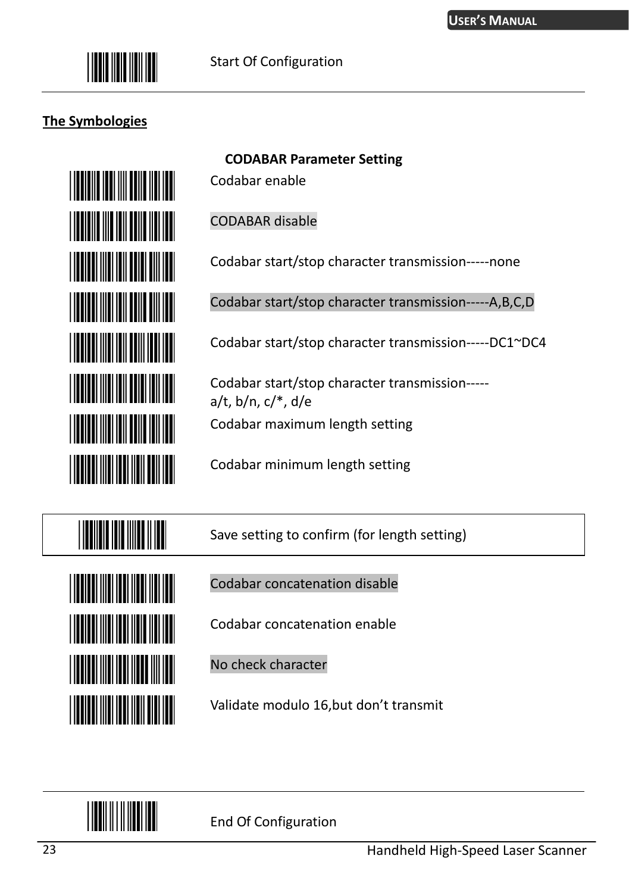Start Of Configuration

**The Symbologies**

**CODABAR Parameter Setting**

Codabar enable

CODABAR disable

Codabar start/stop character transmission-----none

Codabar start/stop character transmission-----A,B,C,D

Codabar start/stop character transmission-----DC1~DC4

Codabar start/stop character transmission-----
a/t, b/n, c/*, d/e

Codabar maximum length setting

Codabar minimum length setting

Save setting to confirm (for length setting)

Codabar concatenation disable

Codabar concatenation enable

No check character

Validate modulo 16,but don't transmit

End Of Configuration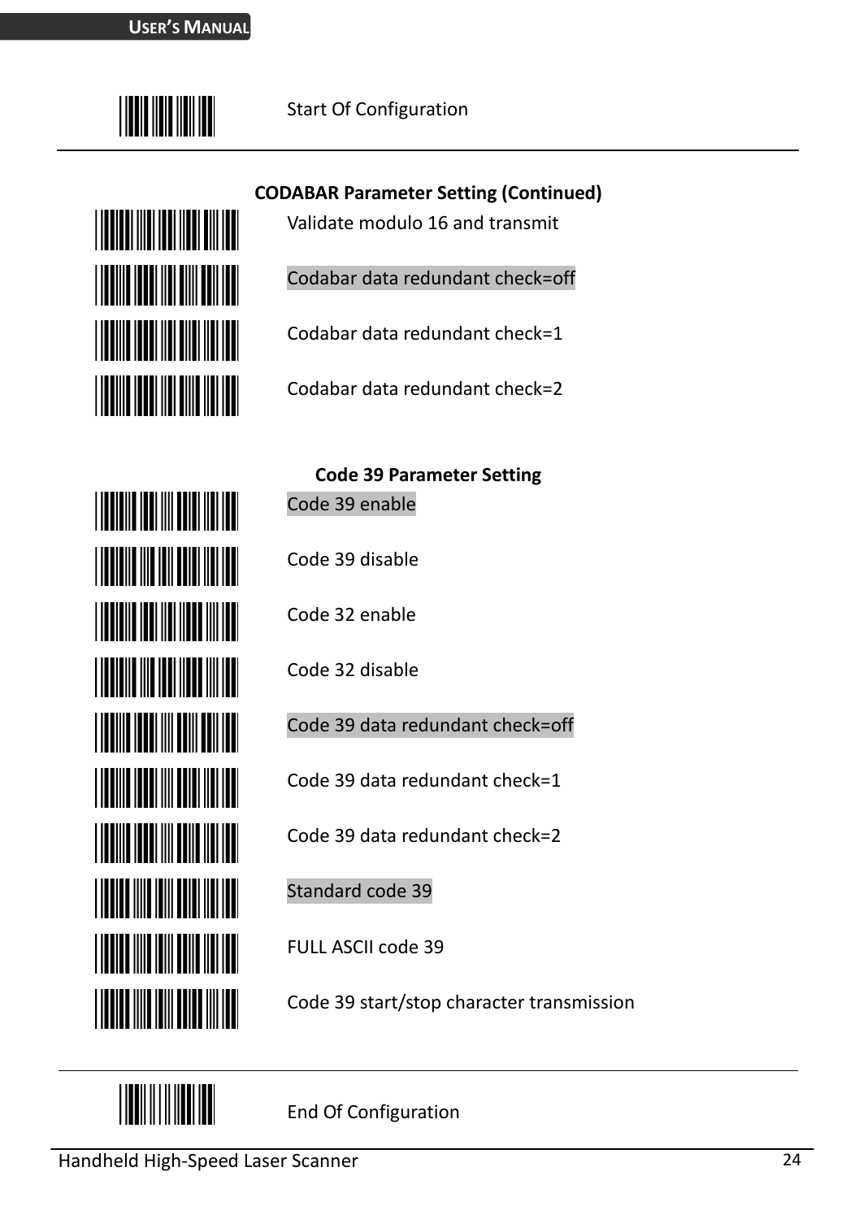Start Of Configuration

**CODABAR Parameter Setting (Continued)**

Validate modulo 16 and transmit

Codabar data redundant check=off

Codabar data redundant check=1

Codabar data redundant check=2

**Code 39 Parameter Setting**

Code 39 enable

Code 39 disable

Code 32 enable

Code 32 disable

Code 39 data redundant check=off

Code 39 data redundant check=1

Code 39 data redundant check=2

Standard code 39

FULL ASCII code 39

Code 39 start/stop character transmission

End Of Configuration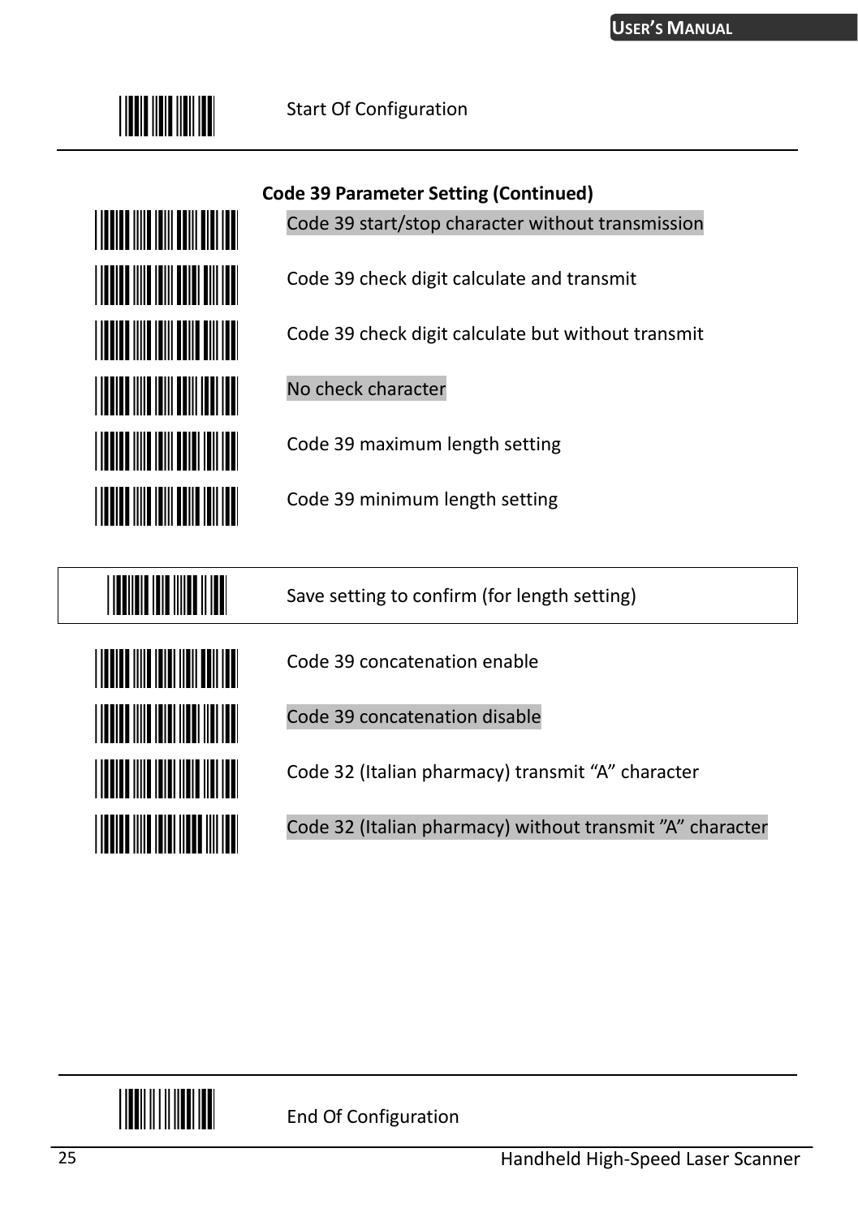Start Of Configuration

**Code 39 Parameter Setting (Continued)**

Code 39 start/stop character without transmission

Code 39 check digit calculate and transmit

Code 39 check digit calculate but without transmit

No check character

Code 39 maximum length setting

Code 39 minimum length setting

Save setting to confirm (for length setting)

Code 39 concatenation enable

Code 39 concatenation disable

Code 32 (Italian pharmacy) transmit “A” character

Code 32 (Italian pharmacy) without transmit ”A” character

End Of Configuration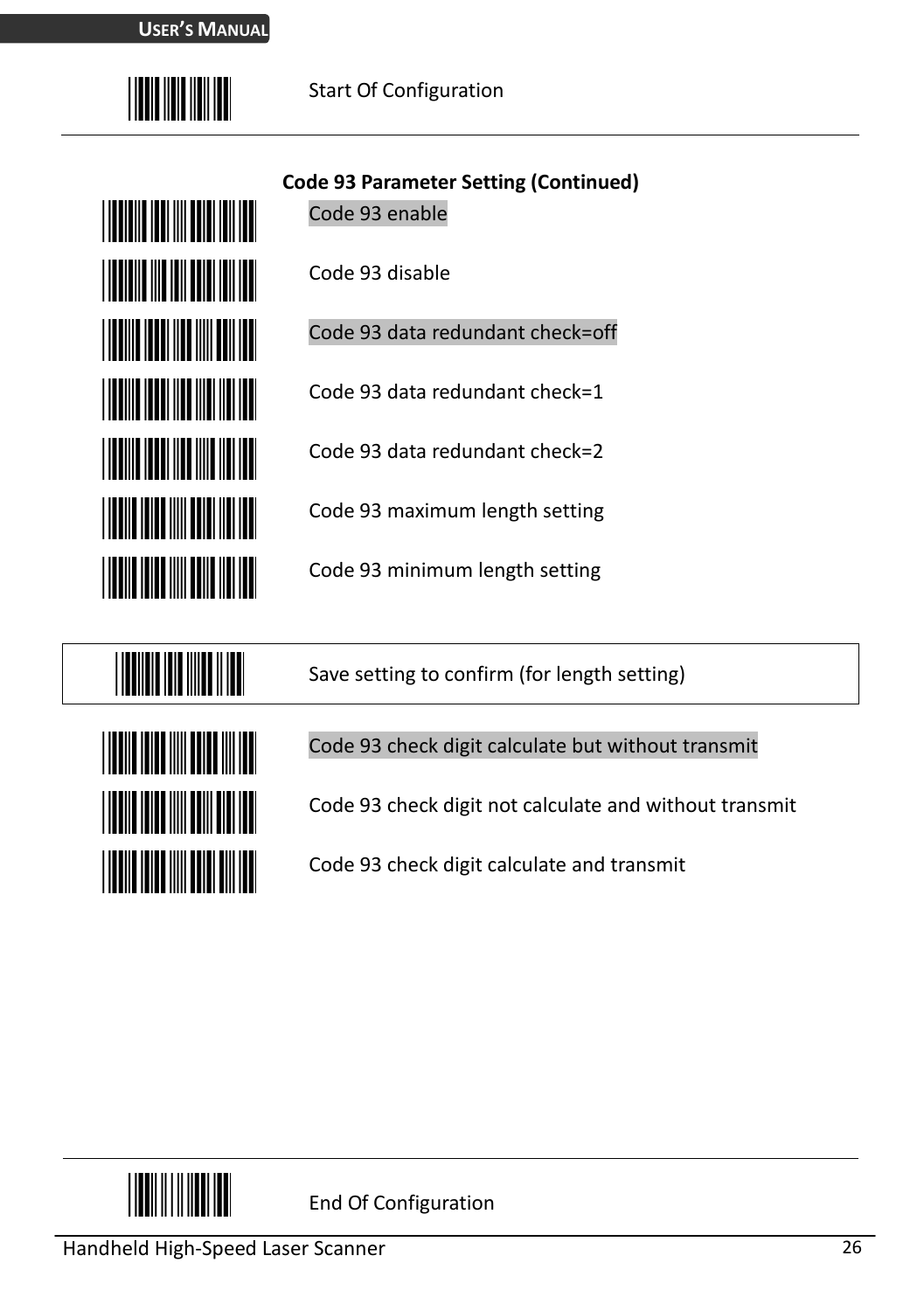Start Of Configuration

**Code 93 Parameter Setting (Continued)**

Code 93 enable

Code 93 disable

Code 93 data redundant check=off

Code 93 data redundant check=1

Code 93 data redundant check=2

Code 93 maximum length setting

Code 93 minimum length setting

Save setting to confirm (for length setting)

Code 93 check digit calculate but without transmit

Code 93 check digit not calculate and without transmit

Code 93 check digit calculate and transmit

End Of Configuration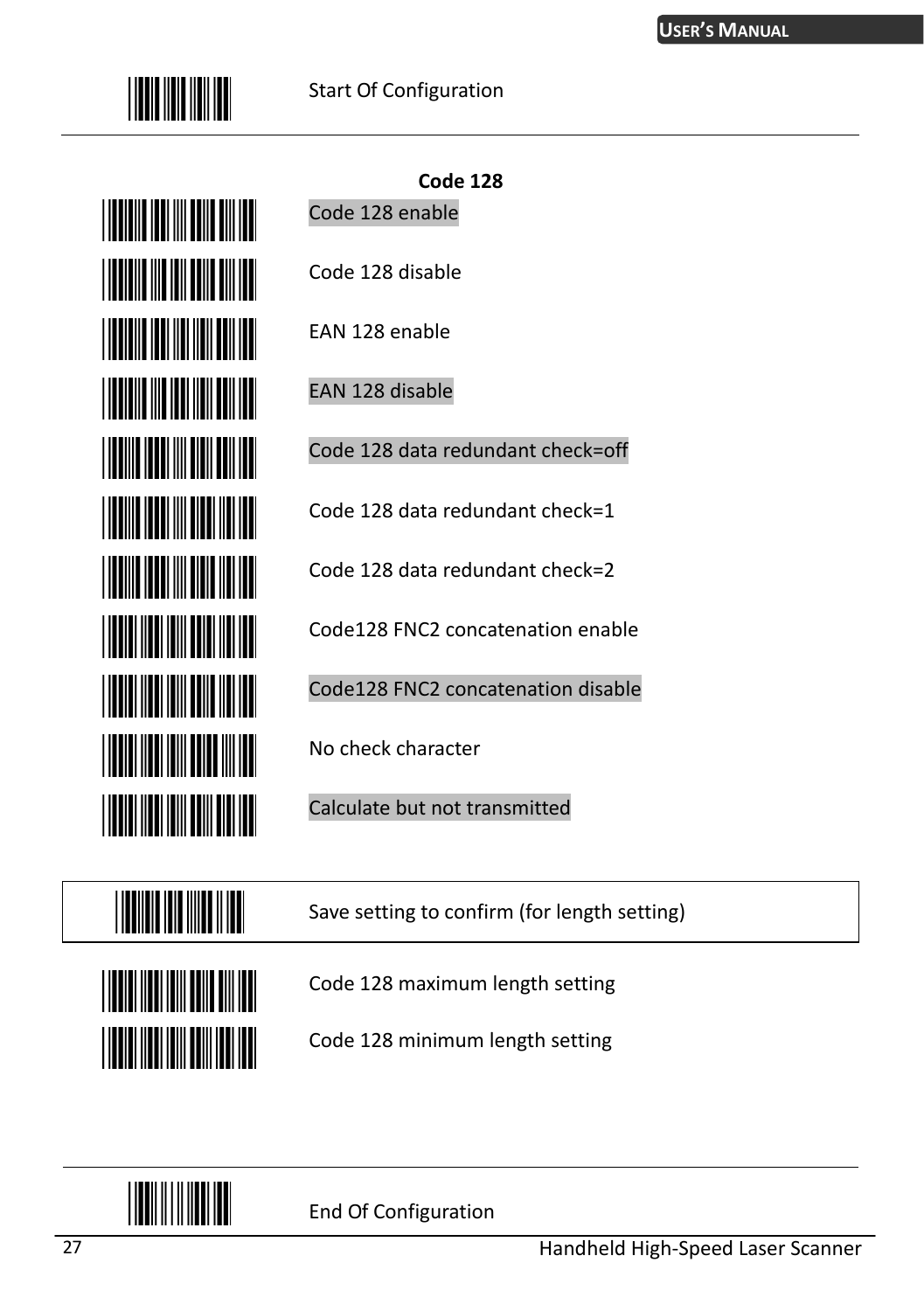Start Of Configuration

**Code 128**

Code 128 enable

Code 128 disable

EAN 128 enable

EAN 128 disable

Code 128 data redundant check=off

Code 128 data redundant check=1

Code 128 data redundant check=2

Code128 FNC2 concatenation enable

Code128 FNC2 concatenation disable

No check character

Calculate but not transmitted

Save setting to confirm (for length setting)

Code 128 maximum length setting

Code 128 minimum length setting

End Of Configuration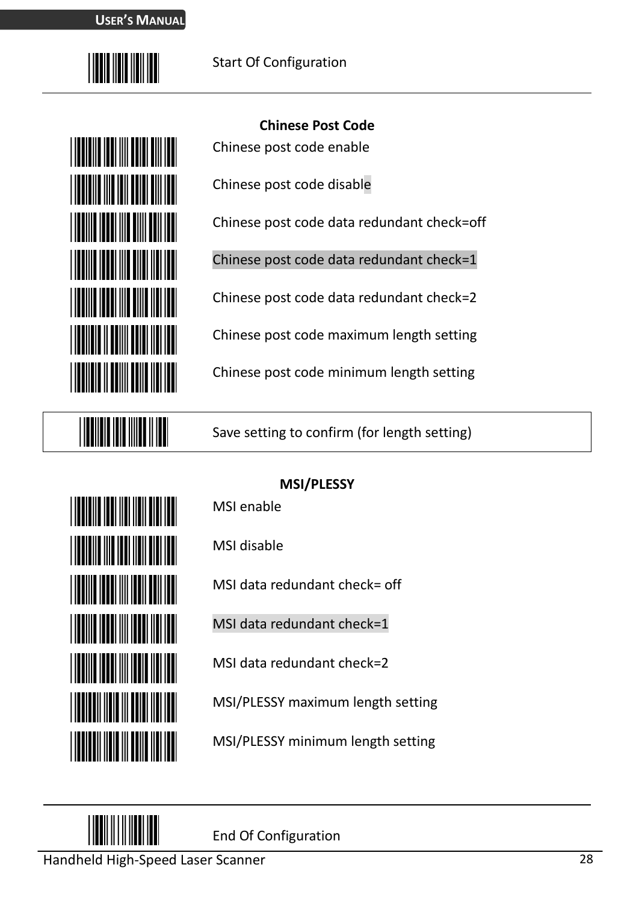Start Of Configuration

---

**Chinese Post Code**

Chinese post code enable

Chinese post code disable

Chinese post code data redundant check=off

Chinese post code data redundant check=1

Chinese post code data redundant check=2

Chinese post code maximum length setting

Chinese post code minimum length setting

Save setting to confirm (for length setting)

**MSI/PLESSY**

MSI enable

MSI disable

MSI data redundant check= off

MSI data redundant check=1

MSI data redundant check=2

MSI/PLESSY maximum length setting

MSI/PLESSY minimum length setting

---

End Of Configuration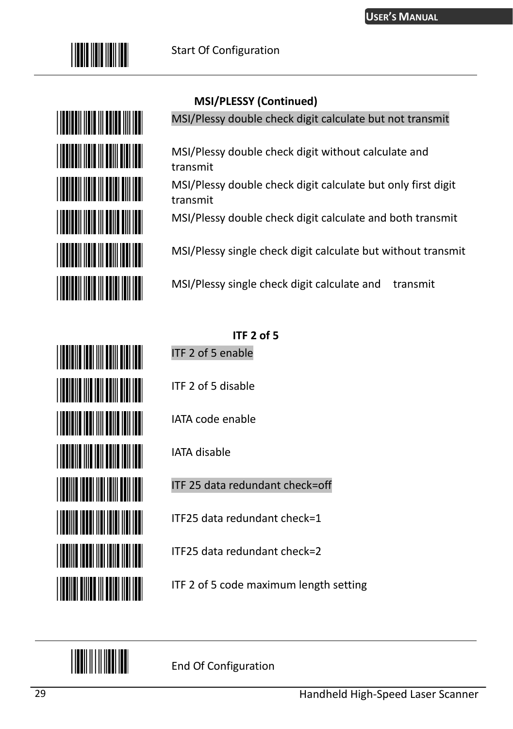Start Of Configuration

### MSI/PLESSY (Continued)

MSI/Plessy double check digit calculate but not transmit

MSI/Plessy double check digit without calculate and transmit

MSI/Plessy double check digit calculate but only first digit transmit

MSI/Plessy double check digit calculate and both transmit

MSI/Plessy single check digit calculate but without transmit

MSI/Plessy single check digit calculate and transmit

### ITF 2 of 5

ITF 2 of 5 enable

ITF 2 of 5 disable

IATA code enable

IATA disable

ITF 25 data redundant check=off

ITF25 data redundant check=1

ITF25 data redundant check=2

ITF 2 of 5 code maximum length setting

End Of Configuration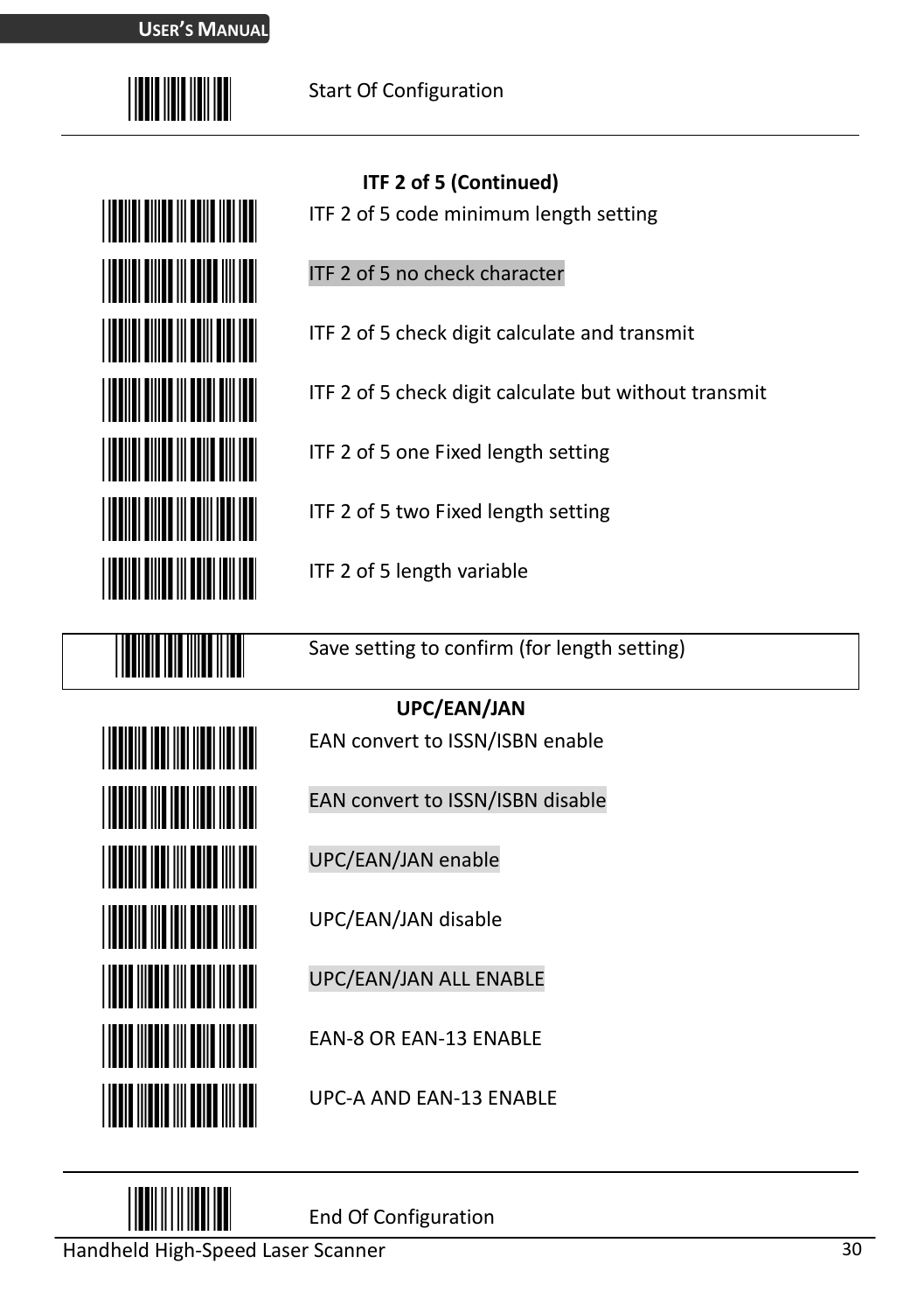Start Of Configuration

---

**ITF 2 of 5 (Continued)**

ITF 2 of 5 code minimum length setting

ITF 2 of 5 no check character

ITF 2 of 5 check digit calculate and transmit

ITF 2 of 5 check digit calculate but without transmit

ITF 2 of 5 one Fixed length setting

ITF 2 of 5 two Fixed length setting

ITF 2 of 5 length variable

Save setting to confirm (for length setting)

**UPC/EAN/JAN**

EAN convert to ISSN/ISBN enable

EAN convert to ISSN/ISBN disable

UPC/EAN/JAN enable

UPC/EAN/JAN disable

UPC/EAN/JAN ALL ENABLE

EAN-8 OR EAN-13 ENABLE

UPC-A AND EAN-13 ENABLE

---

End Of Configuration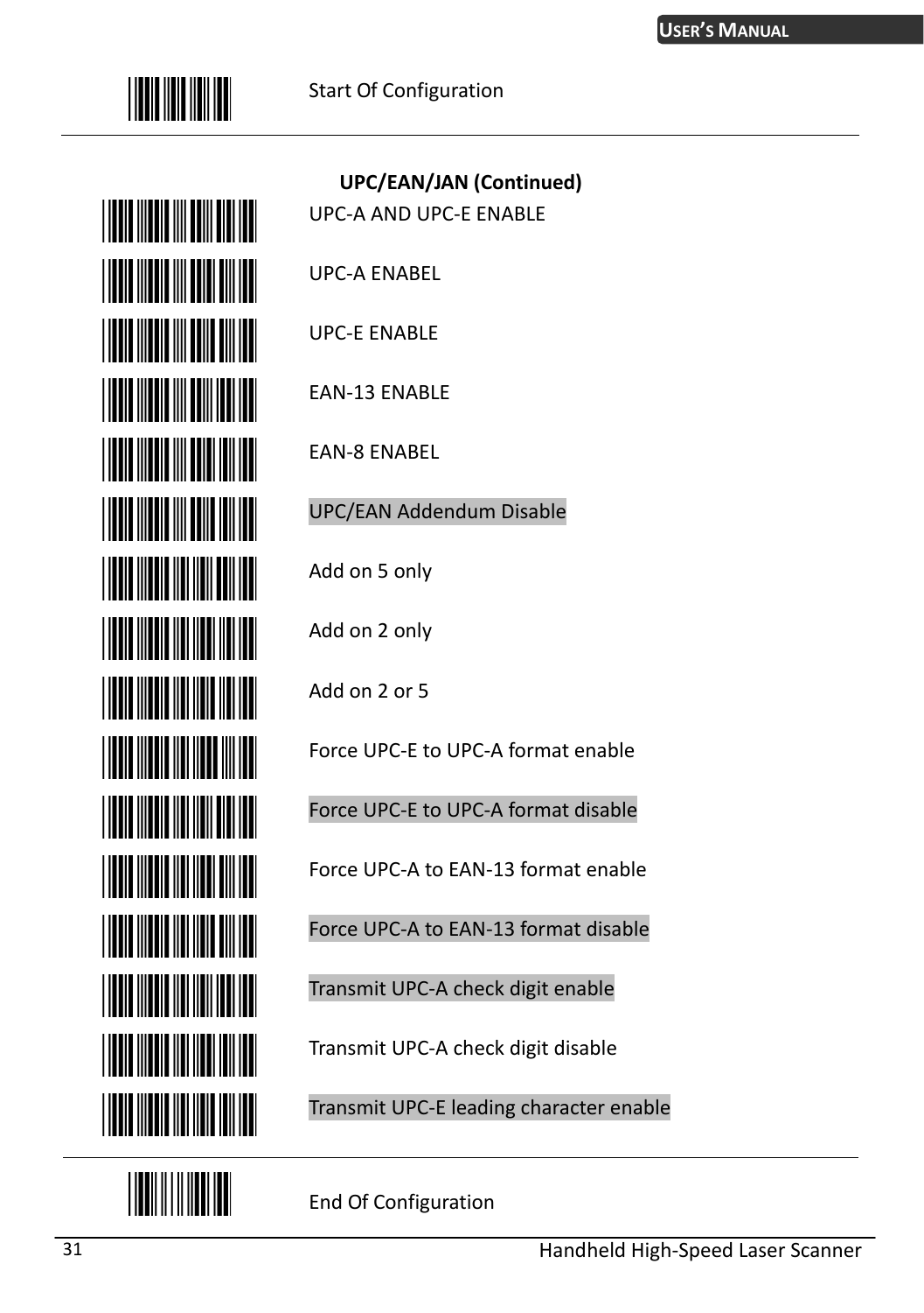Start Of Configuration

---

### UPC/EAN/JAN (Continued)

UPC-A AND UPC-E ENABLE

UPC-A ENABEL

UPC-E ENABLE

EAN-13 ENABLE

EAN-8 ENABEL

UPC/EAN Addendum Disable

Add on 5 only

Add on 2 only

Add on 2 or 5

Force UPC-E to UPC-A format enable

Force UPC-E to UPC-A format disable

Force UPC-A to EAN-13 format enable

Force UPC-A to EAN-13 format disable

Transmit UPC-A check digit enable

Transmit UPC-A check digit disable

Transmit UPC-E leading character enable

---

End Of Configuration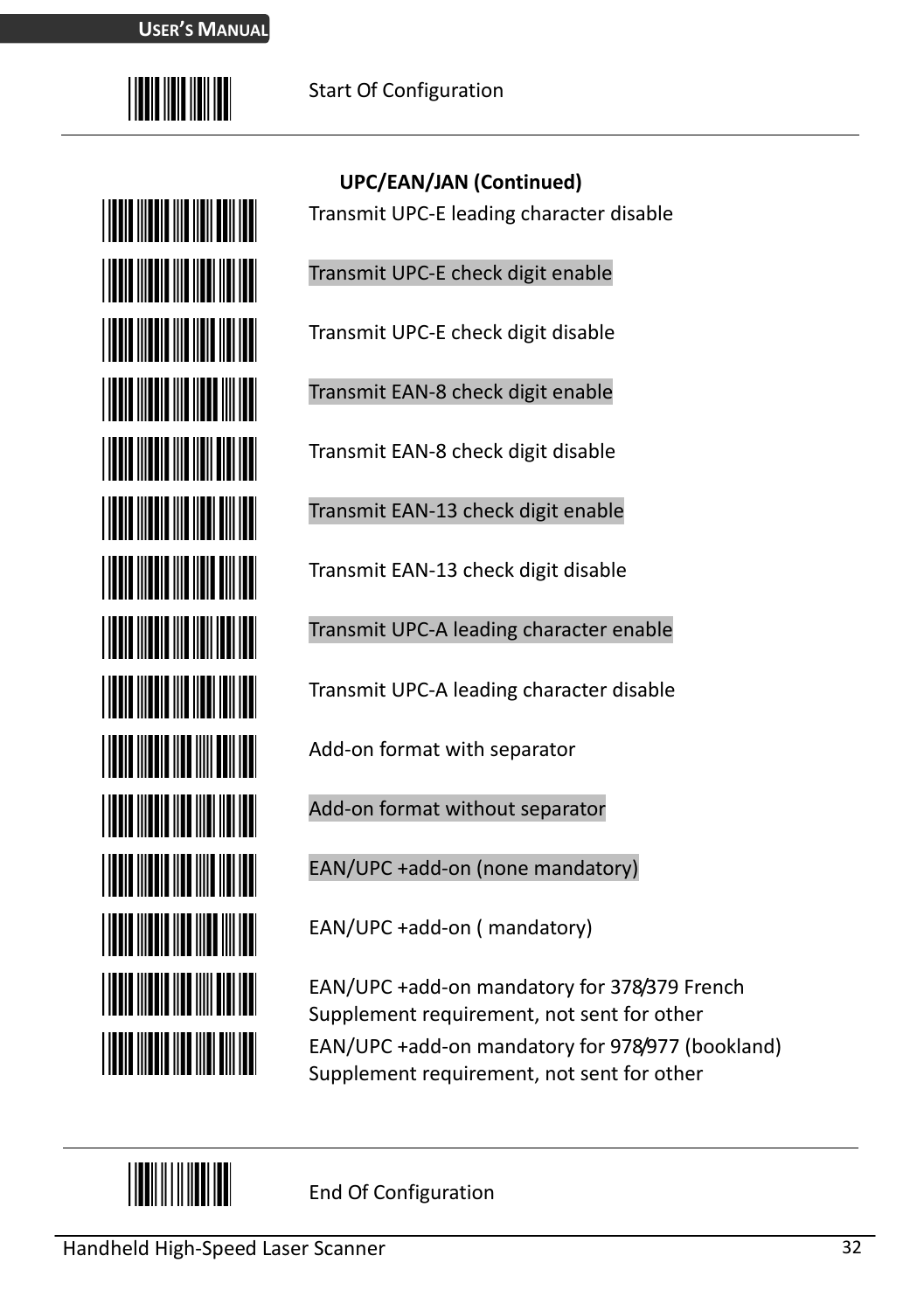Start Of Configuration

---

### UPC/EAN/JAN (Continued)

Transmit UPC-E leading character disable

Transmit UPC-E check digit enable

Transmit UPC-E check digit disable

Transmit EAN-8 check digit enable

Transmit EAN-8 check digit disable

Transmit EAN-13 check digit enable

Transmit EAN-13 check digit disable

Transmit UPC-A leading character enable

Transmit UPC-A leading character disable

Add-on format with separator

Add-on format without separator

EAN/UPC +add-on (none mandatory)

EAN/UPC +add-on ( mandatory)

EAN/UPC +add-on mandatory for 378/379 French Supplement requirement, not sent for other

EAN/UPC +add-on mandatory for 978/977 (bookland) Supplement requirement, not sent for other

---

End Of Configuration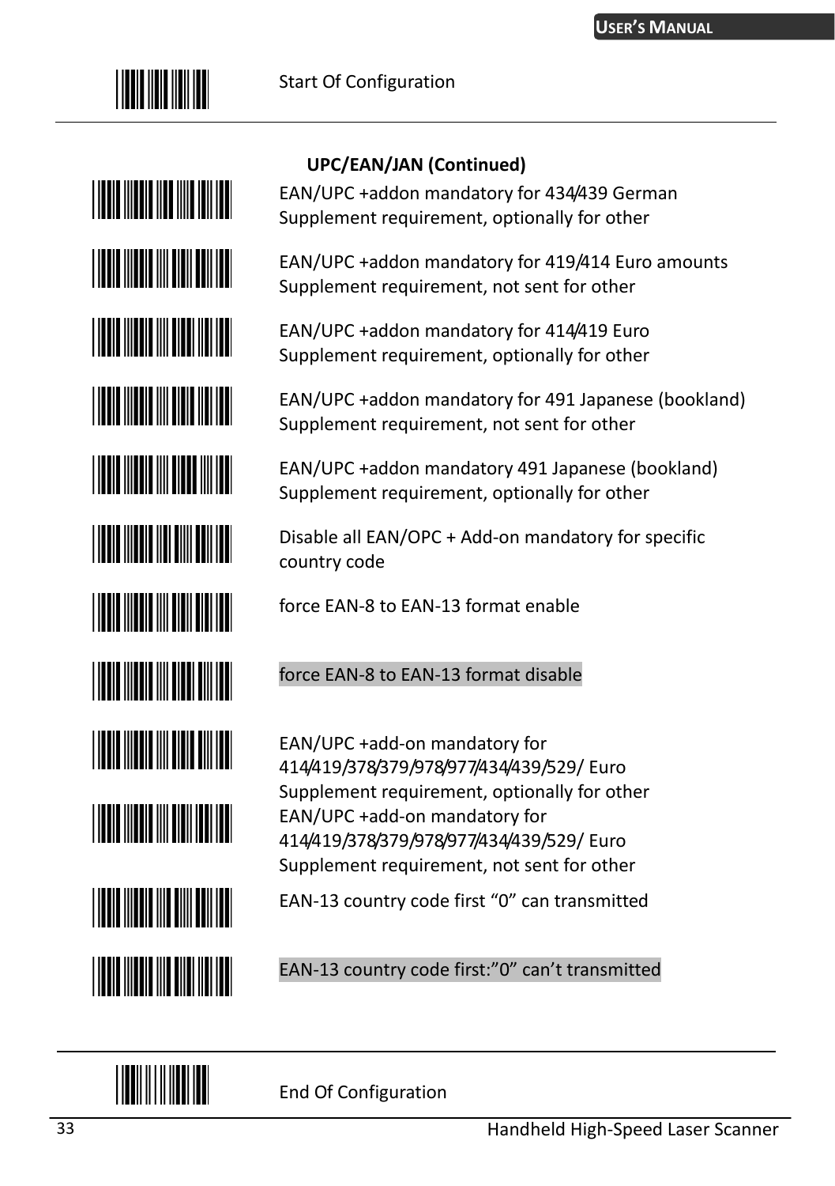Start Of Configuration

**UPC/EAN/JAN (Continued)**

EAN/UPC +addon mandatory for 434/439 German Supplement requirement, optionally for other

EAN/UPC +addon mandatory for 419/414 Euro amounts Supplement requirement, not sent for other

EAN/UPC +addon mandatory for 414/419 Euro Supplement requirement, optionally for other

EAN/UPC +addon mandatory for 491 Japanese (bookland) Supplement requirement, not sent for other

EAN/UPC +addon mandatory 491 Japanese (bookland) Supplement requirement, optionally for other

Disable all EAN/OPC + Add-on mandatory for specific country code

force EAN-8 to EAN-13 format enable

force EAN-8 to EAN-13 format disable

EAN/UPC +add-on mandatory for 414/419/378/379/978/977/434/439/529/ Euro Supplement requirement, optionally for other

EAN/UPC +add-on mandatory for 414/419/378/379/978/977/434/439/529/ Euro Supplement requirement, not sent for other

EAN-13 country code first “0” can transmitted

EAN-13 country code first:”0” can’t transmitted

End Of Configuration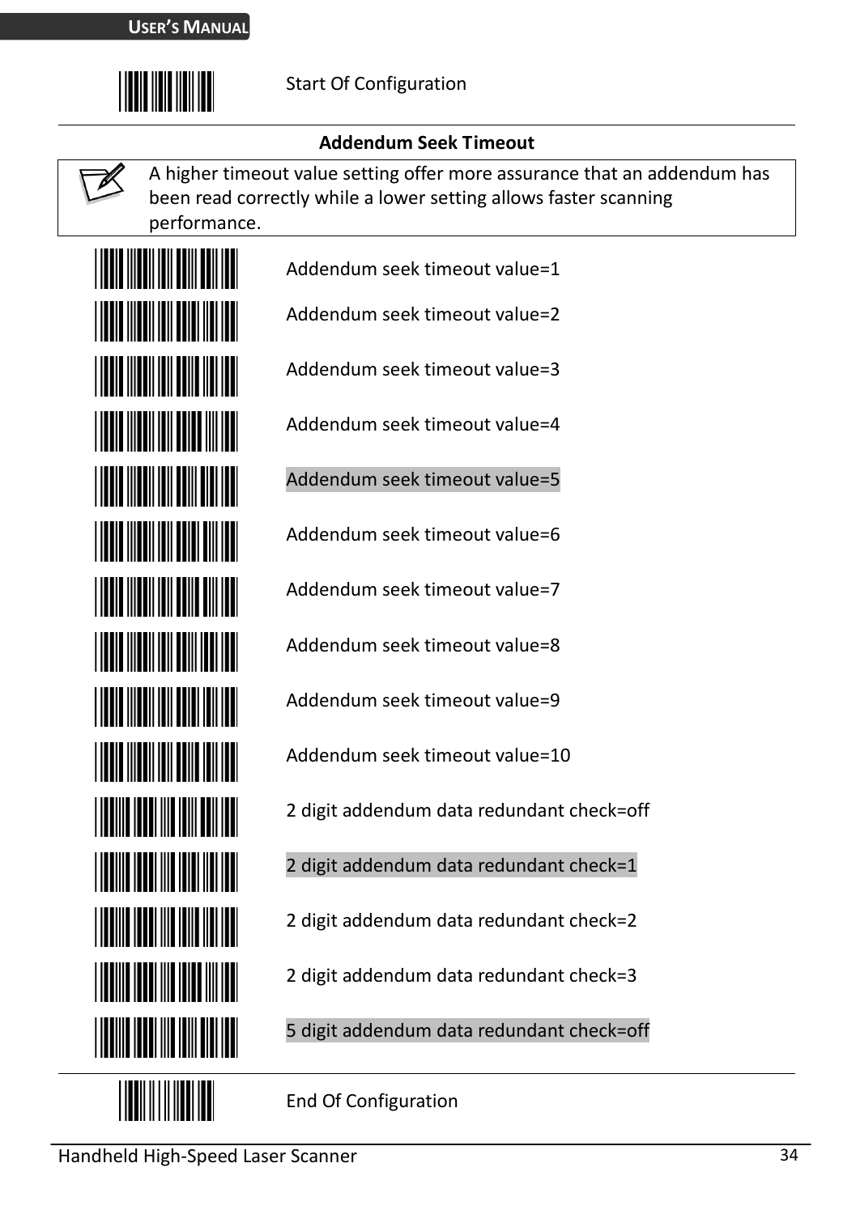Start Of Configuration

**Addendum Seek Timeout**

A higher timeout value setting offer more assurance that an addendum has been read correctly while a lower setting allows faster scanning performance.

Addendum seek timeout value=1

Addendum seek timeout value=2

Addendum seek timeout value=3

Addendum seek timeout value=4

Addendum seek timeout value=5

Addendum seek timeout value=6

Addendum seek timeout value=7

Addendum seek timeout value=8

Addendum seek timeout value=9

Addendum seek timeout value=10

2 digit addendum data redundant check=off

2 digit addendum data redundant check=1

2 digit addendum data redundant check=2

2 digit addendum data redundant check=3

5 digit addendum data redundant check=off

End Of Configuration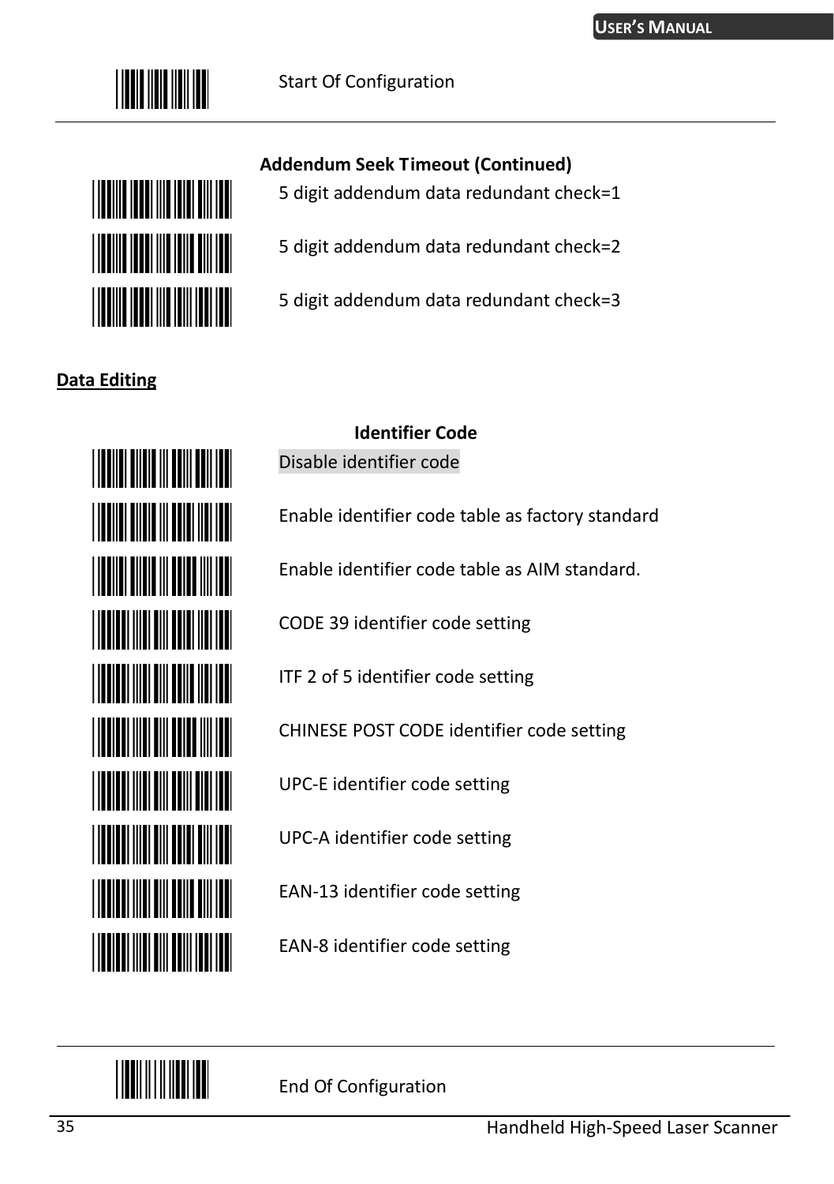Start Of Configuration

**Addendum Seek Timeout (Continued)**

5 digit addendum data redundant check=1

5 digit addendum data redundant check=2

5 digit addendum data redundant check=3

## Data Editing

**Identifier Code**

Disable identifier code

Enable identifier code table as factory standard

Enable identifier code table as AIM standard.

CODE 39 identifier code setting

ITF 2 of 5 identifier code setting

CHINESE POST CODE identifier code setting

UPC-E identifier code setting

UPC-A identifier code setting

EAN-13 identifier code setting

EAN-8 identifier code setting

End Of Configuration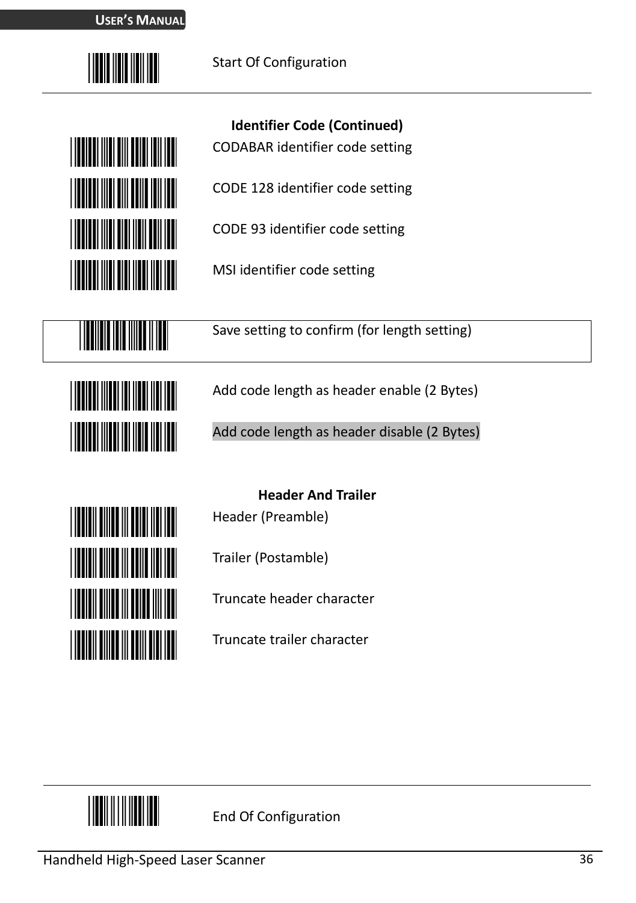Start Of Configuration

---

**Identifier Code (Continued)**

CODABAR identifier code setting

CODE 128 identifier code setting

CODE 93 identifier code setting

MSI identifier code setting

Save setting to confirm (for length setting)

Add code length as header enable (2 Bytes)

Add code length as header disable (2 Bytes)

**Header And Trailer**

Header (Preamble)

Trailer (Postamble)

Truncate header character

Truncate trailer character

---

End Of Configuration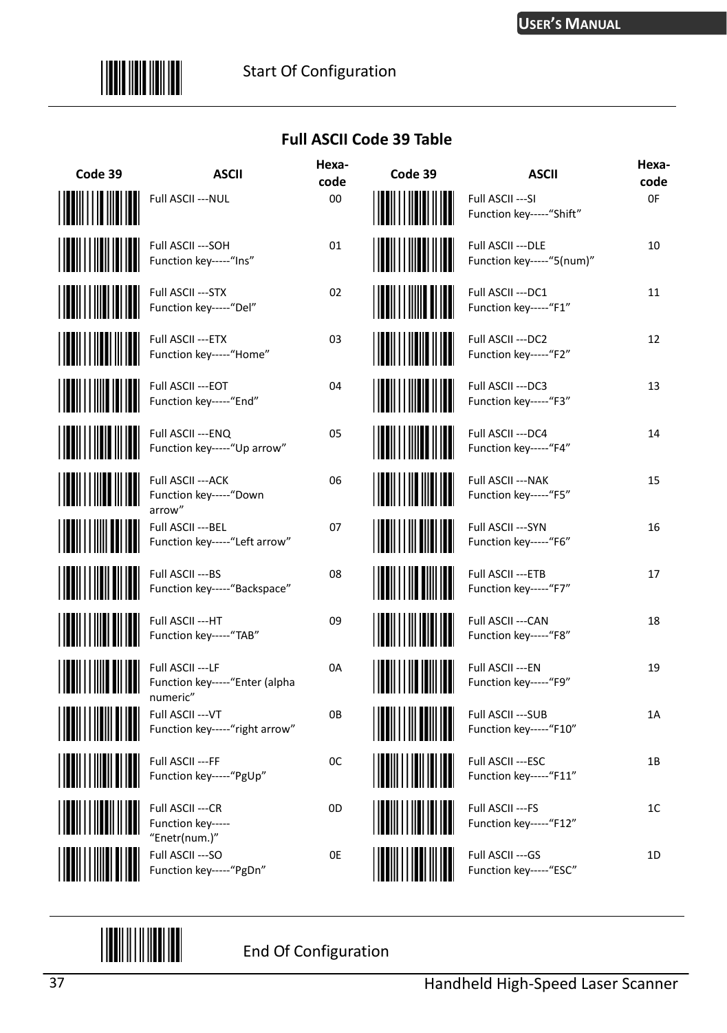Start Of Configuration

## Full ASCII Code 39 Table

| Code 39 | ASCII | Hexa-code | Code 39 | ASCII | Hexa-code |
|---|---|---|---|---|---|
| | Full ASCII ---NUL | 00 | | Full ASCII ---SI<br>Function key-----"Shift" | 0F |
| | Full ASCII ---SOH<br>Function key-----"Ins" | 01 | | Full ASCII ---DLE<br>Function key-----"5(num)" | 10 |
| | Full ASCII ---STX<br>Function key-----"Del" | 02 | | Full ASCII ---DC1<br>Function key-----"F1" | 11 |
| | Full ASCII ---ETX<br>Function key-----"Home" | 03 | | Full ASCII ---DC2<br>Function key-----"F2" | 12 |
| | Full ASCII ---EOT<br>Function key-----"End" | 04 | | Full ASCII ---DC3<br>Function key-----"F3" | 13 |
| | Full ASCII ---ENQ<br>Function key-----"Up arrow" | 05 | | Full ASCII ---DC4<br>Function key-----"F4" | 14 |
| | Full ASCII ---ACK<br>Function key-----"Down arrow" | 06 | | Full ASCII ---NAK<br>Function key-----"F5" | 15 |
| | Full ASCII ---BEL<br>Function key-----"Left arrow" | 07 | | Full ASCII ---SYN<br>Function key-----"F6" | 16 |
| | Full ASCII ---BS<br>Function key-----"Backspace" | 08 | | Full ASCII ---ETB<br>Function key-----"F7" | 17 |
| | Full ASCII ---HT<br>Function key-----"TAB" | 09 | | Full ASCII ---CAN<br>Function key-----"F8" | 18 |
| | Full ASCII ---LF<br>Function key-----"Enter (alpha numeric" | 0A | | Full ASCII ---EN<br>Function key-----"F9" | 19 |
| | Full ASCII ---VT<br>Function key-----"right arrow" | 0B | | Full ASCII ---SUB<br>Function key-----"F10" | 1A |
| | Full ASCII ---FF<br>Function key-----"PgUp" | 0C | | Full ASCII ---ESC<br>Function key-----"F11" | 1B |
| | Full ASCII ---CR<br>Function key-----"Enetr(num.)" | 0D | | Full ASCII ---FS<br>Function key-----"F12" | 1C |
| | Full ASCII ---SO<br>Function key-----"PgDn" | 0E | | Full ASCII ---GS<br>Function key-----"ESC" | 1D |

End Of Configuration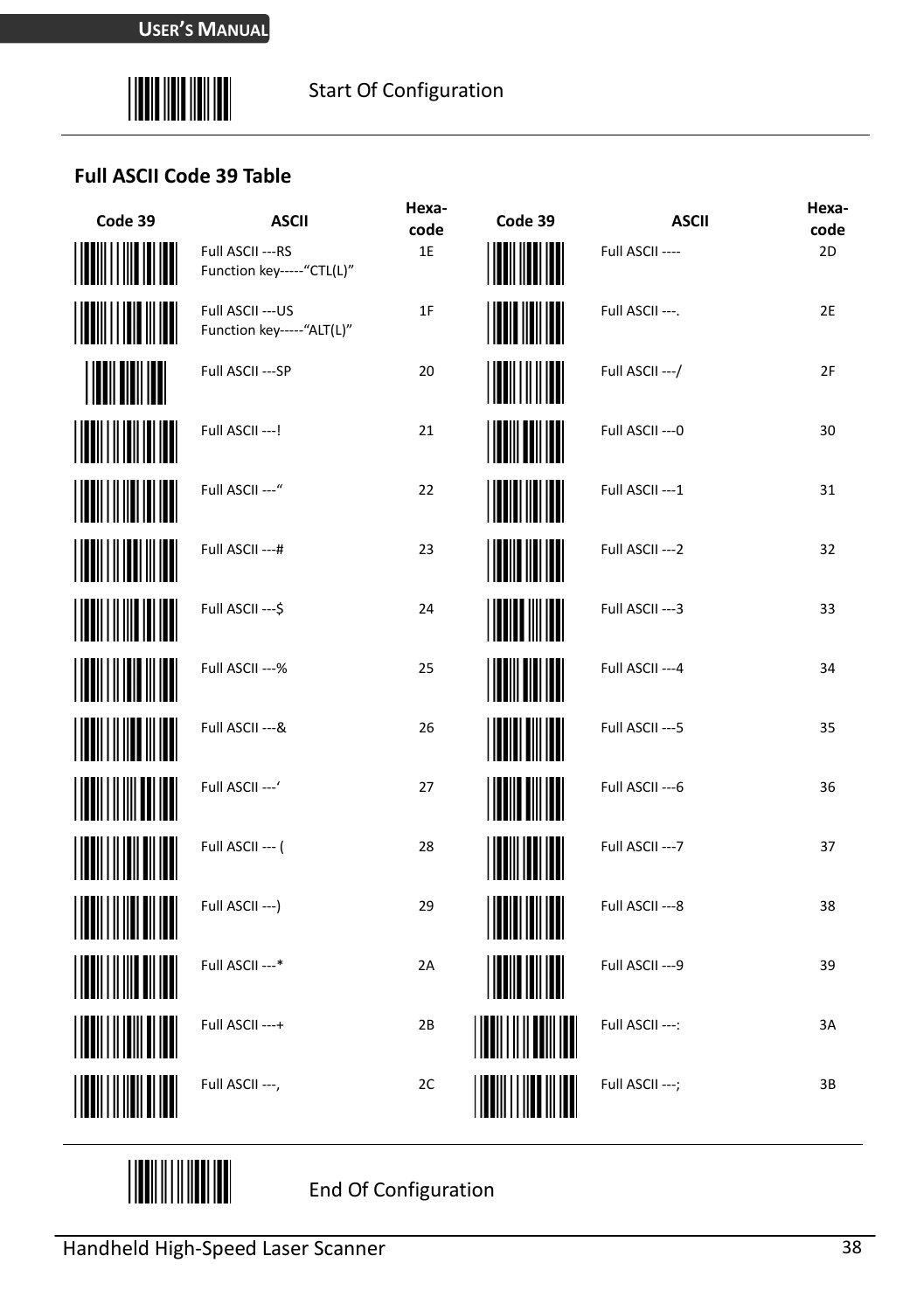Start Of Configuration

### Full ASCII Code 39 Table

| Code 39 | ASCII | Hexa-code | Code 39 | ASCII | Hexa-code |
|---|---|---|---|---|---|
| | Full ASCII ---RS Function key-----“CTL(L)” | 1E | | Full ASCII ---- | 2D |
| | Full ASCII ---US Function key-----“ALT(L)” | 1F | | Full ASCII ---. | 2E |
| | Full ASCII ---SP | 20 | | Full ASCII ---/ | 2F |
| | Full ASCII ---! | 21 | | Full ASCII ---0 | 30 |
| | Full ASCII ---“ | 22 | | Full ASCII ---1 | 31 |
| | Full ASCII ---# | 23 | | Full ASCII ---2 | 32 |
| | Full ASCII ---$ | 24 | | Full ASCII ---3 | 33 |
| | Full ASCII ---% | 25 | | Full ASCII ---4 | 34 |
| | Full ASCII ---& | 26 | | Full ASCII ---5 | 35 |
| | Full ASCII ---‘ | 27 | | Full ASCII ---6 | 36 |
| | Full ASCII --- ( | 28 | | Full ASCII ---7 | 37 |
| | Full ASCII ---) | 29 | | Full ASCII ---8 | 38 |
| | Full ASCII ---* | 2A | | Full ASCII ---9 | 39 |
| | Full ASCII ---+ | 2B | | Full ASCII ---: | 3A |
| | Full ASCII ---, | 2C | | Full ASCII ---; | 3B |

End Of Configuration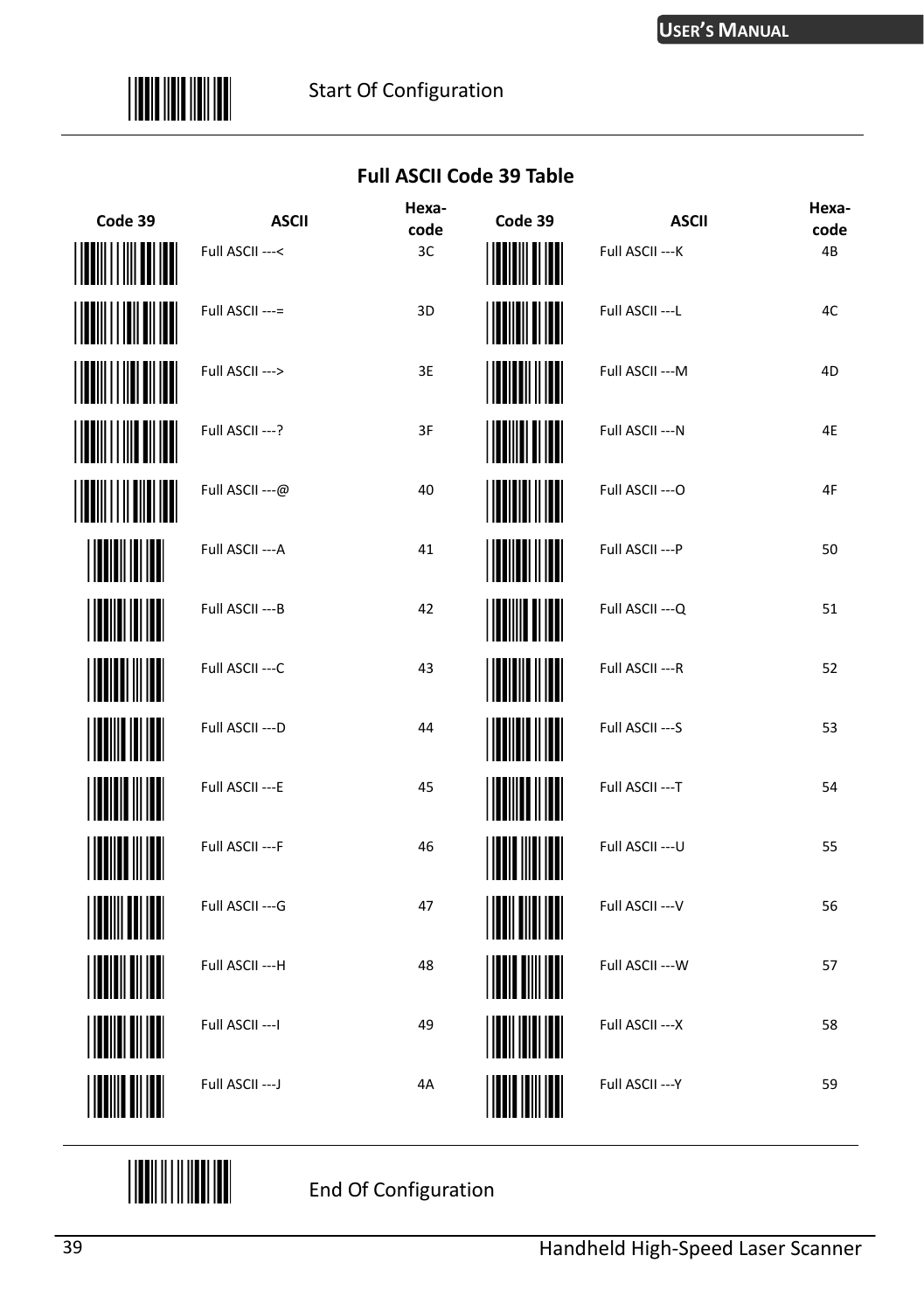Start Of Configuration

## Full ASCII Code 39 Table

| Code 39 | ASCII | Hexa-code | Code 39 | ASCII | Hexa-code |
|---|---|---|---|---|---|
| | Full ASCII ---< | 3C | | Full ASCII ---K | 4B |
| | Full ASCII ---= | 3D | | Full ASCII ---L | 4C |
| | Full ASCII ---> | 3E | | Full ASCII ---M | 4D |
| | Full ASCII ---? | 3F | | Full ASCII ---N | 4E |
| | Full ASCII ---@ | 40 | | Full ASCII ---O | 4F |
| | Full ASCII ---A | 41 | | Full ASCII ---P | 50 |
| | Full ASCII ---B | 42 | | Full ASCII ---Q | 51 |
| | Full ASCII ---C | 43 | | Full ASCII ---R | 52 |
| | Full ASCII ---D | 44 | | Full ASCII ---S | 53 |
| | Full ASCII ---E | 45 | | Full ASCII ---T | 54 |
| | Full ASCII ---F | 46 | | Full ASCII ---U | 55 |
| | Full ASCII ---G | 47 | | Full ASCII ---V | 56 |
| | Full ASCII ---H | 48 | | Full ASCII ---W | 57 |
| | Full ASCII ---I | 49 | | Full ASCII ---X | 58 |
| | Full ASCII ---J | 4A | | Full ASCII ---Y | 59 |

End Of Configuration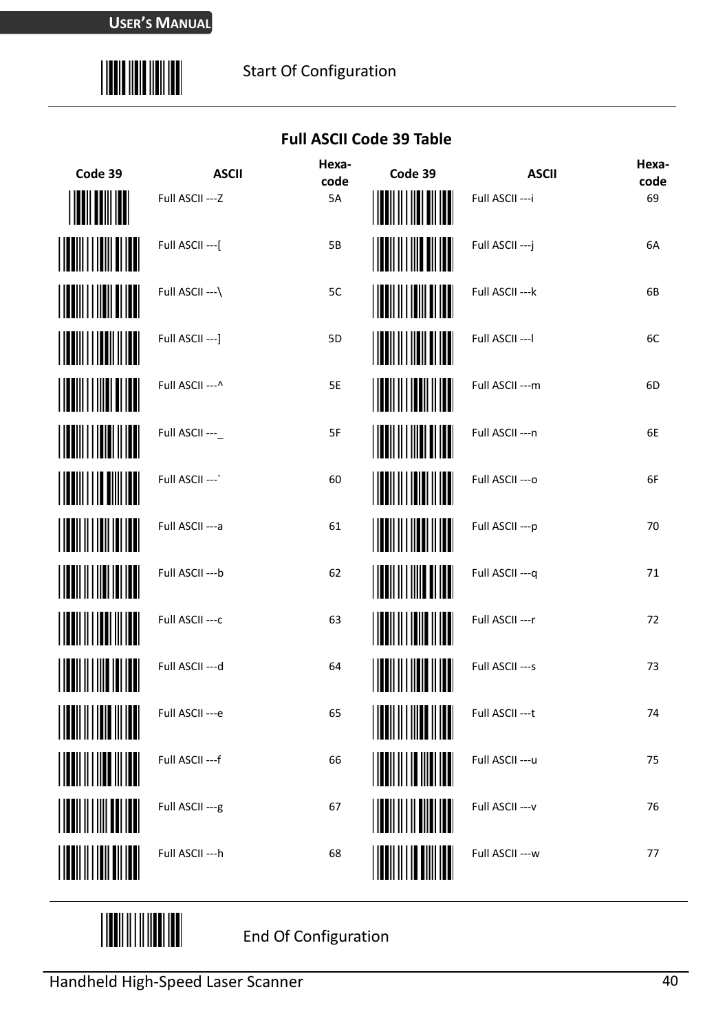Start Of Configuration

## Full ASCII Code 39 Table

| Code 39 | ASCII | Hexa-code | Code 39 | ASCII | Hexa-code |
|---|---|---|---|---|---|
| | Full ASCII ---Z | 5A | | Full ASCII ---i | 69 |
| | Full ASCII ---[ | 5B | | Full ASCII ---j | 6A |
| | Full ASCII ---\ | 5C | | Full ASCII ---k | 6B |
| | Full ASCII ---] | 5D | | Full ASCII ---l | 6C |
| | Full ASCII ---^ | 5E | | Full ASCII ---m | 6D |
| | Full ASCII ---_ | 5F | | Full ASCII ---n | 6E |
| | Full ASCII ---` | 60 | | Full ASCII ---o | 6F |
| | Full ASCII ---a | 61 | | Full ASCII ---p | 70 |
| | Full ASCII ---b | 62 | | Full ASCII ---q | 71 |
| | Full ASCII ---c | 63 | | Full ASCII ---r | 72 |
| | Full ASCII ---d | 64 | | Full ASCII ---s | 73 |
| | Full ASCII ---e | 65 | | Full ASCII ---t | 74 |
| | Full ASCII ---f | 66 | | Full ASCII ---u | 75 |
| | Full ASCII ---g | 67 | | Full ASCII ---v | 76 |
| | Full ASCII ---h | 68 | | Full ASCII ---w | 77 |

End Of Configuration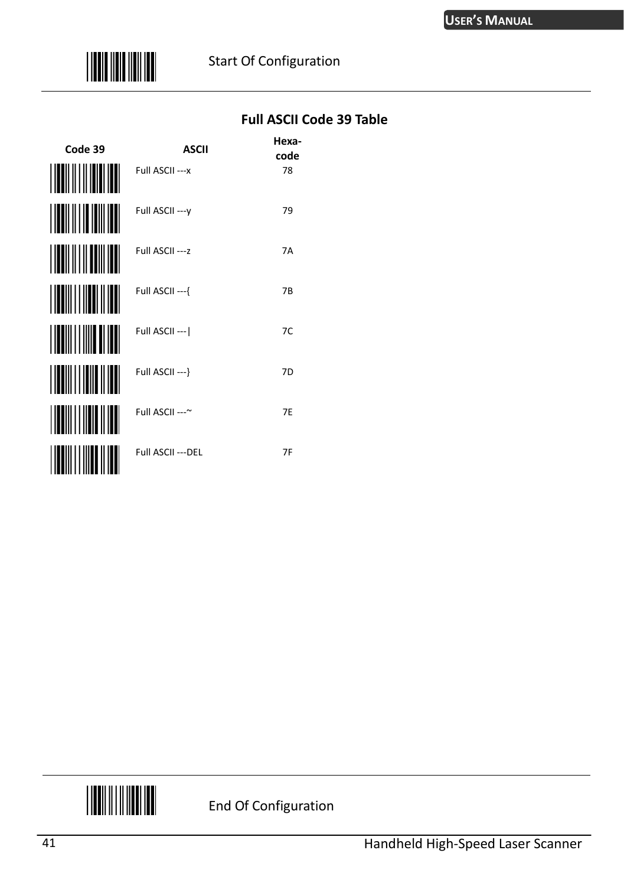Start Of Configuration

## Full ASCII Code 39 Table

| Code 39 | ASCII | Hexa-code |
|---|---|---|
| | Full ASCII ---x | 78 |
| | Full ASCII ---y | 79 |
| | Full ASCII ---z | 7A |
| | Full ASCII ---{ | 7B |
| | Full ASCII ---\| | 7C |
| | Full ASCII ---} | 7D |
| | Full ASCII ---~ | 7E |
| | Full ASCII ---DEL | 7F |

End Of Configuration